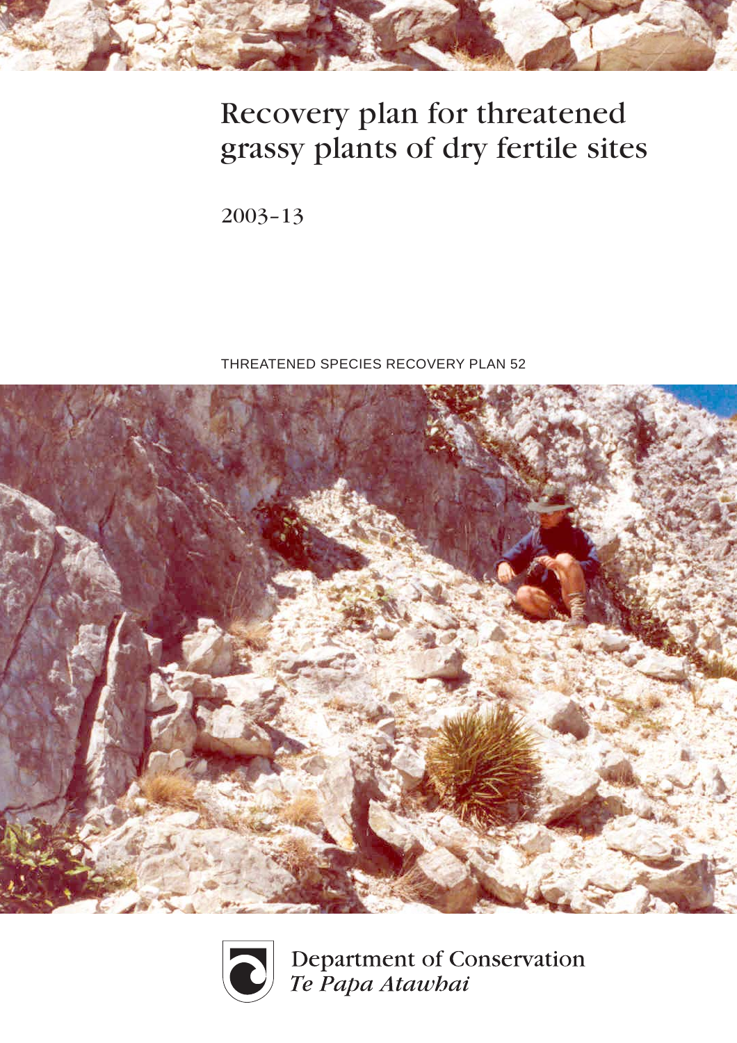# Recovery plan for threatened grassy plants of dry fertile sites

2003–13

THREATENED SPECIES RECOVERY PLAN 52

Department of Conservation
*Te Papa Atawhai*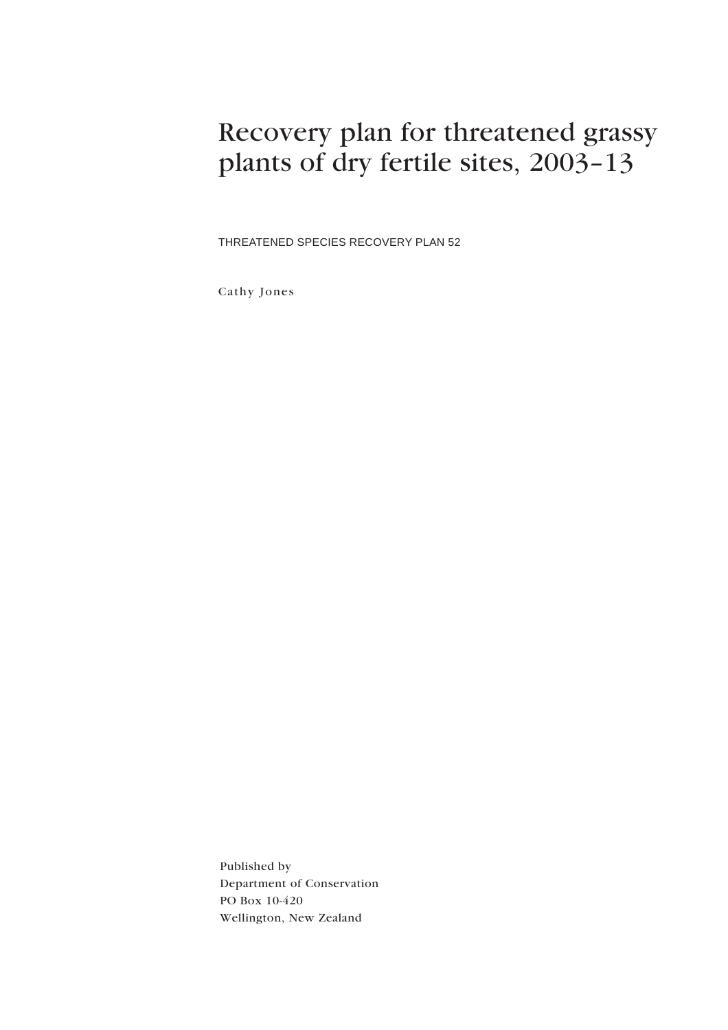# Recovery plan for threatened grassy plants of dry fertile sites, 2003–13

THREATENED SPECIES RECOVERY PLAN 52

Cathy Jones

Published by
Department of Conservation
PO Box 10-420
Wellington, New Zealand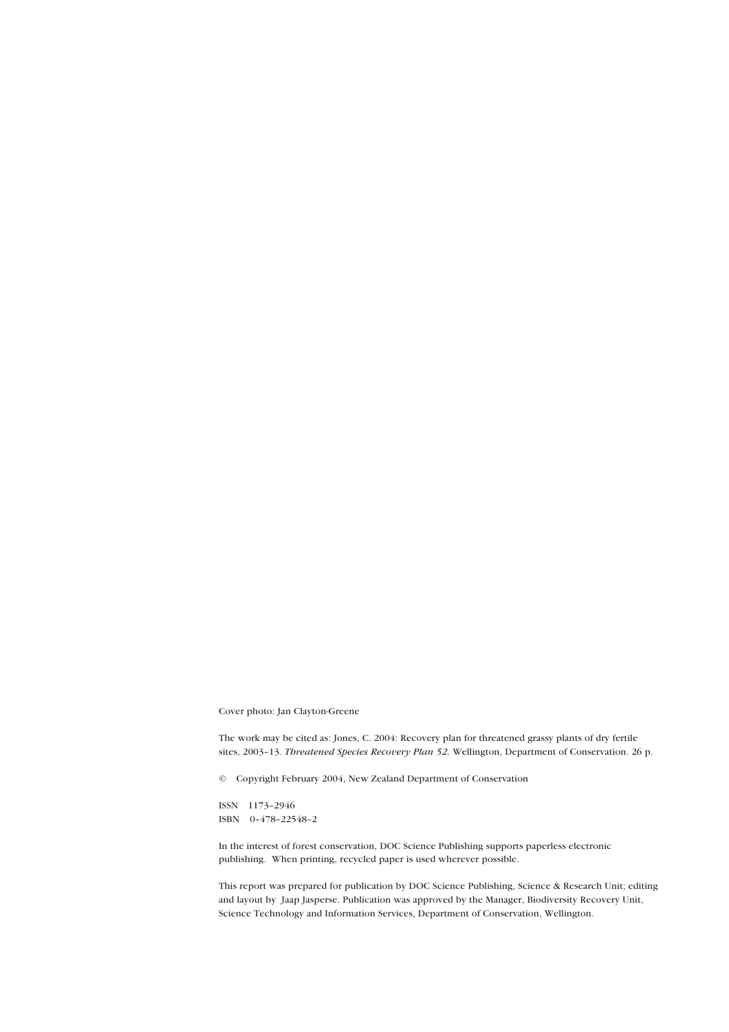Cover photo: Jan Clayton-Greene

The work may be cited as: Jones, C. 2004: Recovery plan for threatened grassy plants of dry fertile sites, 2003–13. *Threatened Species Recovery Plan 52.* Wellington, Department of Conservation. 26 p.

© Copyright February 2004, New Zealand Department of Conservation

ISSN 1173–2946
ISBN 0–478–22548–2

In the interest of forest conservation, DOC Science Publishing supports paperless electronic publishing. When printing, recycled paper is used wherever possible.

This report was prepared for publication by DOC Science Publishing, Science & Research Unit; editing and layout by Jaap Jasperse. Publication was approved by the Manager, Biodiversity Recovery Unit, Science Technology and Information Services, Department of Conservation, Wellington.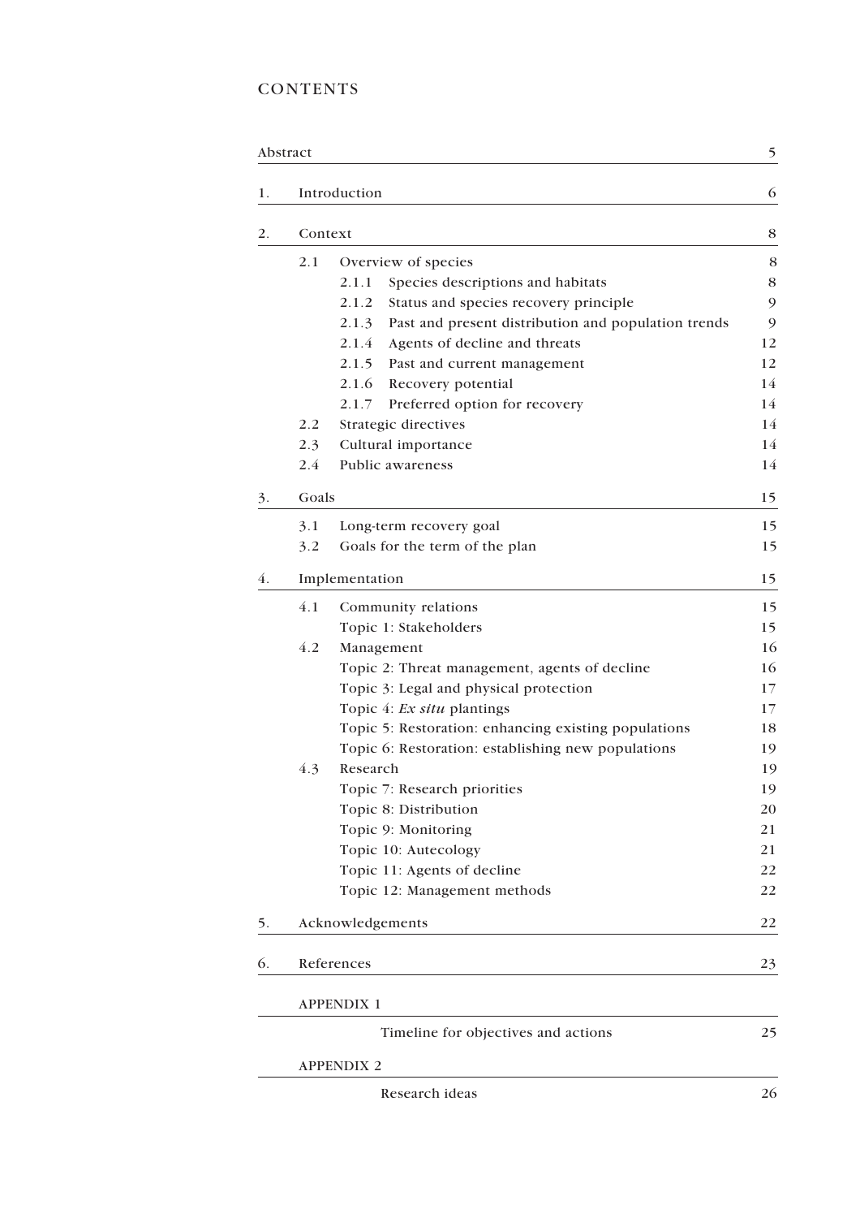# CONTENTS

| | | |
|---|---|---|
| Abstract | | 5 |
| 1. | Introduction | 6 |
| 2. | Context | 8 |
| | 2.1 Overview of species | 8 |
| | 2.1.1 Species descriptions and habitats | 8 |
| | 2.1.2 Status and species recovery principle | 9 |
| | 2.1.3 Past and present distribution and population trends | 9 |
| | 2.1.4 Agents of decline and threats | 12 |
| | 2.1.5 Past and current management | 12 |
| | 2.1.6 Recovery potential | 14 |
| | 2.1.7 Preferred option for recovery | 14 |
| | 2.2 Strategic directives | 14 |
| | 2.3 Cultural importance | 14 |
| | 2.4 Public awareness | 14 |
| 3. | Goals | 15 |
| | 3.1 Long-term recovery goal | 15 |
| | 3.2 Goals for the term of the plan | 15 |
| 4. | Implementation | 15 |
| | 4.1 Community relations | 15 |
| | Topic 1: Stakeholders | 15 |
| | 4.2 Management | 16 |
| | Topic 2: Threat management, agents of decline | 16 |
| | Topic 3: Legal and physical protection | 17 |
| | Topic 4: *Ex situ* plantings | 17 |
| | Topic 5: Restoration: enhancing existing populations | 18 |
| | Topic 6: Restoration: establishing new populations | 19 |
| | 4.3 Research | 19 |
| | Topic 7: Research priorities | 19 |
| | Topic 8: Distribution | 20 |
| | Topic 9: Monitoring | 21 |
| | Topic 10: Autecology | 21 |
| | Topic 11: Agents of decline | 22 |
| | Topic 12: Management methods | 22 |
| 5. | Acknowledgements | 22 |
| 6. | References | 23 |
| | APPENDIX 1 | |
| | Timeline for objectives and actions | 25 |
| | APPENDIX 2 | |
| | Research ideas | 26 |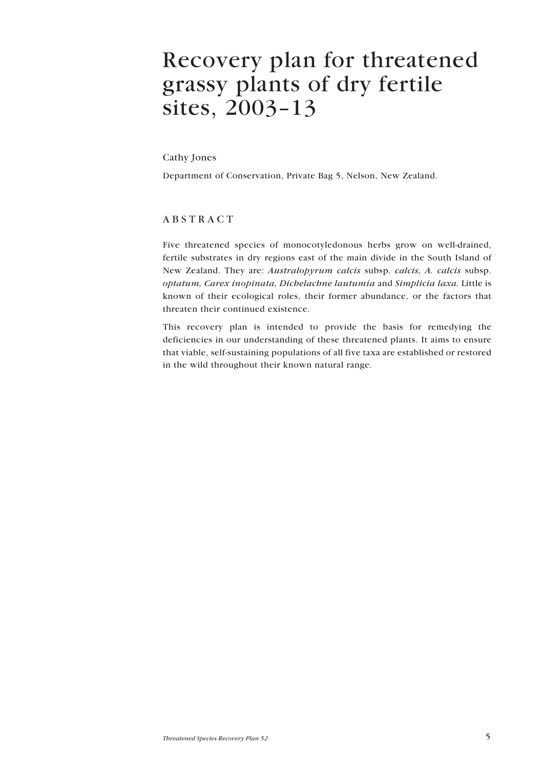# Recovery plan for threatened grassy plants of dry fertile sites, 2003–13

Cathy Jones

Department of Conservation, Private Bag 5, Nelson, New Zealand.

## ABSTRACT

Five threatened species of monocotyledonous herbs grow on well-drained, fertile substrates in dry regions east of the main divide in the South Island of New Zealand. They are: *Australopyrum calcis* subsp. *calcis, A. calcis* subsp. *optatum, Carex inopinata, Dichelachne lautumia* and *Simplicia laxa.* Little is known of their ecological roles, their former abundance, or the factors that threaten their continued existence.

This recovery plan is intended to provide the basis for remedying the deficiencies in our understanding of these threatened plants. It aims to ensure that viable, self-sustaining populations of all five taxa are established or restored in the wild throughout their known natural range.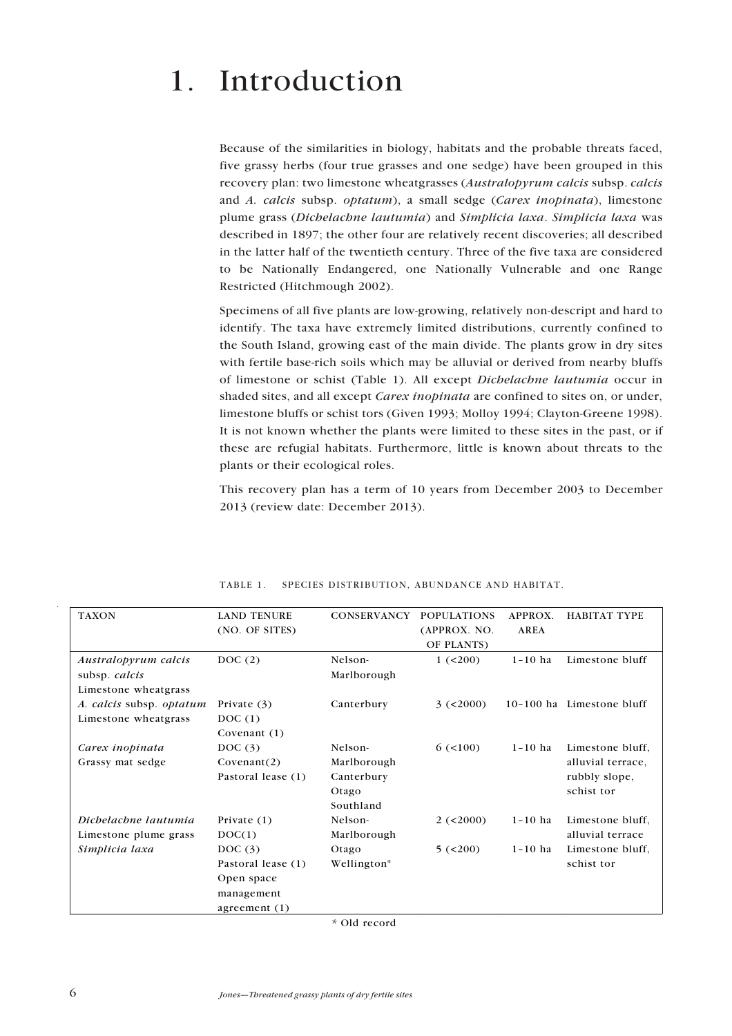# 1. Introduction

Because of the similarities in biology, habitats and the probable threats faced, five grassy herbs (four true grasses and one sedge) have been grouped in this recovery plan: two limestone wheatgrasses (*Australopyrum calcis* subsp. *calcis* and *A. calcis* subsp. *optatum*), a small sedge (*Carex inopinata*), limestone plume grass (*Dichelachne lautumia*) and *Simplicia laxa*. *Simplicia laxa* was described in 1897; the other four are relatively recent discoveries; all described in the latter half of the twentieth century. Three of the five taxa are considered to be Nationally Endangered, one Nationally Vulnerable and one Range Restricted (Hitchmough 2002).

Specimens of all five plants are low-growing, relatively non-descript and hard to identify. The taxa have extremely limited distributions, currently confined to the South Island, growing east of the main divide. The plants grow in dry sites with fertile base-rich soils which may be alluvial or derived from nearby bluffs of limestone or schist (Table 1). All except *Dichelachne lautumia* occur in shaded sites, and all except *Carex inopinata* are confined to sites on, or under, limestone bluffs or schist tors (Given 1993; Molloy 1994; Clayton-Greene 1998). It is not known whether the plants were limited to these sites in the past, or if these are refugial habitats. Furthermore, little is known about threats to the plants or their ecological roles.

This recovery plan has a term of 10 years from December 2003 to December 2013 (review date: December 2013).

TABLE 1. SPECIES DISTRIBUTION, ABUNDANCE AND HABITAT.

| TAXON | LAND TENURE (NO. OF SITES) | CONSERVANCY | POPULATIONS (APPROX. NO. OF PLANTS) | APPROX. AREA | HABITAT TYPE |
|---|---|---|---|---|---|
| *Australopyrum calcis* subsp. *calcis* Limestone wheatgrass | DOC (2) | Nelson-Marlborough | 1 (<200) | 1–10 ha | Limestone bluff |
| *A. calcis* subsp. *optatum* Limestone wheatgrass | Private (3) DOC (1) Covenant (1) | Canterbury | 3 (<2000) | 10–100 ha | Limestone bluff |
| *Carex inopinata* Grassy mat sedge | DOC (3) Covenant(2) Pastoral lease (1) | Nelson-Marlborough Canterbury Otago Southland | 6 (<100) | 1–10 ha | Limestone bluff, alluvial terrace, rubbly slope, schist tor |
| *Dichelachne lautumia* Limestone plume grass | Private (1) DOC(1) | Nelson-Marlborough | 2 (<2000) | 1–10 ha | Limestone bluff, alluvial terrace |
| *Simplicia laxa* | DOC (3) Pastoral lease (1) Open space management agreement (1) | Otago Wellington* | 5 (<200) | 1–10 ha | Limestone bluff, schist tor |

\* Old record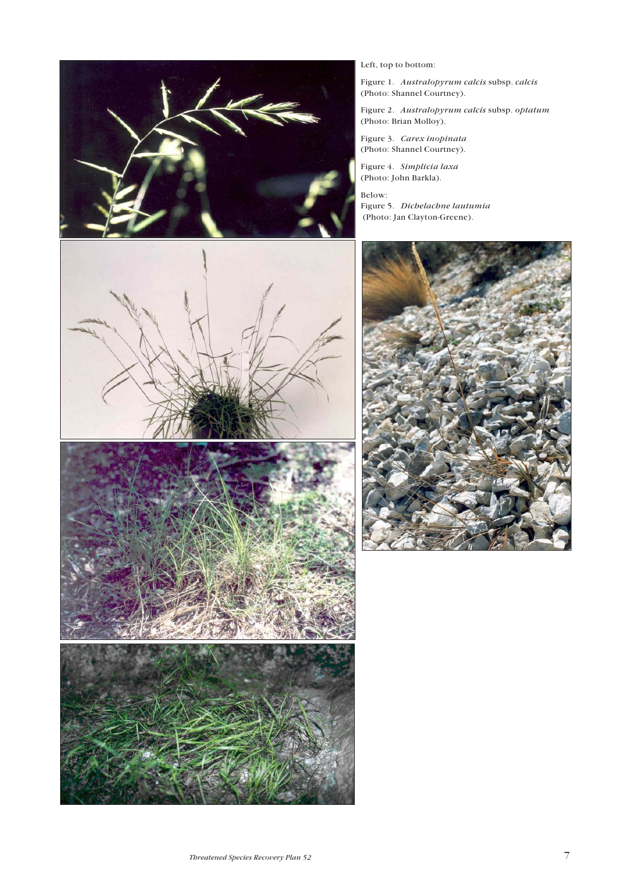Left, top to bottom:

Figure 1. *Australopyrum calcis* subsp. *calcis* (Photo: Shannel Courtney).

Figure 2. *Australopyrum calcis* subsp. *optatum* (Photo: Brian Molloy).

Figure 3. *Carex inopinata* (Photo: Shannel Courtney).

Figure 4. *Simplicia laxa* (Photo: John Barkla).

Below:
Figure 5. *Dichelachne lautumia* (Photo: Jan Clayton-Greene).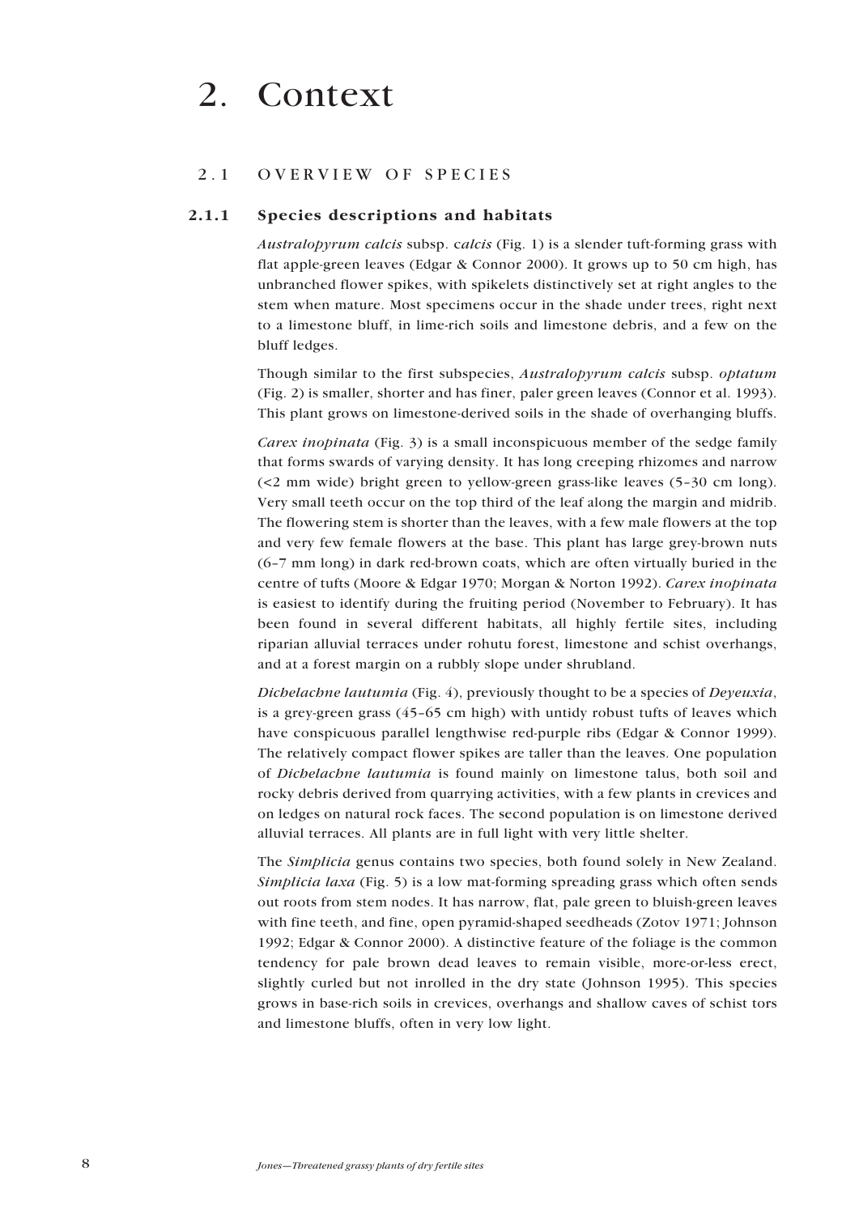# 2. Context

## 2.1 OVERVIEW OF SPECIES

### 2.1.1 Species descriptions and habitats

*Australopyrum calcis* subsp. *calcis* (Fig. 1) is a slender tuft-forming grass with flat apple-green leaves (Edgar & Connor 2000). It grows up to 50 cm high, has unbranched flower spikes, with spikelets distinctively set at right angles to the stem when mature. Most specimens occur in the shade under trees, right next to a limestone bluff, in lime-rich soils and limestone debris, and a few on the bluff ledges.

Though similar to the first subspecies, *Australopyrum calcis* subsp. *optatum* (Fig. 2) is smaller, shorter and has finer, paler green leaves (Connor et al. 1993). This plant grows on limestone-derived soils in the shade of overhanging bluffs.

*Carex inopinata* (Fig. 3) is a small inconspicuous member of the sedge family that forms swards of varying density. It has long creeping rhizomes and narrow (<2 mm wide) bright green to yellow-green grass-like leaves (5–30 cm long). Very small teeth occur on the top third of the leaf along the margin and midrib. The flowering stem is shorter than the leaves, with a few male flowers at the top and very few female flowers at the base. This plant has large grey-brown nuts (6–7 mm long) in dark red-brown coats, which are often virtually buried in the centre of tufts (Moore & Edgar 1970; Morgan & Norton 1992). *Carex inopinata* is easiest to identify during the fruiting period (November to February). It has been found in several different habitats, all highly fertile sites, including riparian alluvial terraces under rohutu forest, limestone and schist overhangs, and at a forest margin on a rubbly slope under shrubland.

*Dichelachne lautumia* (Fig. 4), previously thought to be a species of *Deyeuxia*, is a grey-green grass (45–65 cm high) with untidy robust tufts of leaves which have conspicuous parallel lengthwise red-purple ribs (Edgar & Connor 1999). The relatively compact flower spikes are taller than the leaves. One population of *Dichelachne lautumia* is found mainly on limestone talus, both soil and rocky debris derived from quarrying activities, with a few plants in crevices and on ledges on natural rock faces. The second population is on limestone derived alluvial terraces. All plants are in full light with very little shelter.

The *Simplicia* genus contains two species, both found solely in New Zealand. *Simplicia laxa* (Fig. 5) is a low mat-forming spreading grass which often sends out roots from stem nodes. It has narrow, flat, pale green to bluish-green leaves with fine teeth, and fine, open pyramid-shaped seedheads (Zotov 1971; Johnson 1992; Edgar & Connor 2000). A distinctive feature of the foliage is the common tendency for pale brown dead leaves to remain visible, more-or-less erect, slightly curled but not inrolled in the dry state (Johnson 1995). This species grows in base-rich soils in crevices, overhangs and shallow caves of schist tors and limestone bluffs, often in very low light.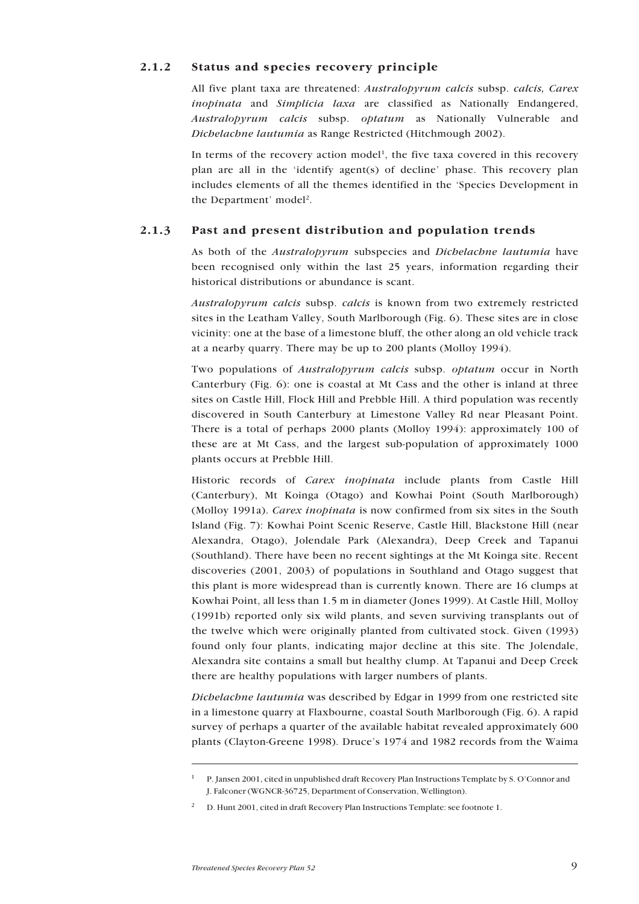### 2.1.2 Status and species recovery principle

All five plant taxa are threatened: *Australopyrum calcis* subsp. *calcis, Carex inopinata* and *Simplicia laxa* are classified as Nationally Endangered, *Australopyrum calcis* subsp. *optatum* as Nationally Vulnerable and *Dichelachne lautumia* as Range Restricted (Hitchmough 2002).

In terms of the recovery action model[1], the five taxa covered in this recovery plan are all in the 'identify agent(s) of decline' phase. This recovery plan includes elements of all the themes identified in the 'Species Development in the Department' model[2].

### 2.1.3 Past and present distribution and population trends

As both of the *Australopyrum* subspecies and *Dichelachne lautumia* have been recognised only within the last 25 years, information regarding their historical distributions or abundance is scant.

*Australopyrum calcis* subsp. *calcis* is known from two extremely restricted sites in the Leatham Valley, South Marlborough (Fig. 6). These sites are in close vicinity: one at the base of a limestone bluff, the other along an old vehicle track at a nearby quarry. There may be up to 200 plants (Molloy 1994).

Two populations of *Australopyrum calcis* subsp. *optatum* occur in North Canterbury (Fig. 6): one is coastal at Mt Cass and the other is inland at three sites on Castle Hill, Flock Hill and Prebble Hill. A third population was recently discovered in South Canterbury at Limestone Valley Rd near Pleasant Point. There is a total of perhaps 2000 plants (Molloy 1994): approximately 100 of these are at Mt Cass, and the largest sub-population of approximately 1000 plants occurs at Prebble Hill.

Historic records of *Carex inopinata* include plants from Castle Hill (Canterbury), Mt Koinga (Otago) and Kowhai Point (South Marlborough) (Molloy 1991a). *Carex inopinata* is now confirmed from six sites in the South Island (Fig. 7): Kowhai Point Scenic Reserve, Castle Hill, Blackstone Hill (near Alexandra, Otago), Jolendale Park (Alexandra), Deep Creek and Tapanui (Southland). There have been no recent sightings at the Mt Koinga site. Recent discoveries (2001, 2003) of populations in Southland and Otago suggest that this plant is more widespread than is currently known. There are 16 clumps at Kowhai Point, all less than 1.5 m in diameter (Jones 1999). At Castle Hill, Molloy (1991b) reported only six wild plants, and seven surviving transplants out of the twelve which were originally planted from cultivated stock. Given (1993) found only four plants, indicating major decline at this site. The Jolendale, Alexandra site contains a small but healthy clump. At Tapanui and Deep Creek there are healthy populations with larger numbers of plants.

*Dichelachne lautumia* was described by Edgar in 1999 from one restricted site in a limestone quarry at Flaxbourne, coastal South Marlborough (Fig. 6). A rapid survey of perhaps a quarter of the available habitat revealed approximately 600 plants (Clayton-Greene 1998). Druce's 1974 and 1982 records from the Waima

---

[1] P. Jansen 2001, cited in unpublished draft Recovery Plan Instructions Template by S. O'Connor and J. Falconer (WGNCR-36725, Department of Conservation, Wellington).

[2] D. Hunt 2001, cited in draft Recovery Plan Instructions Template: see footnote 1.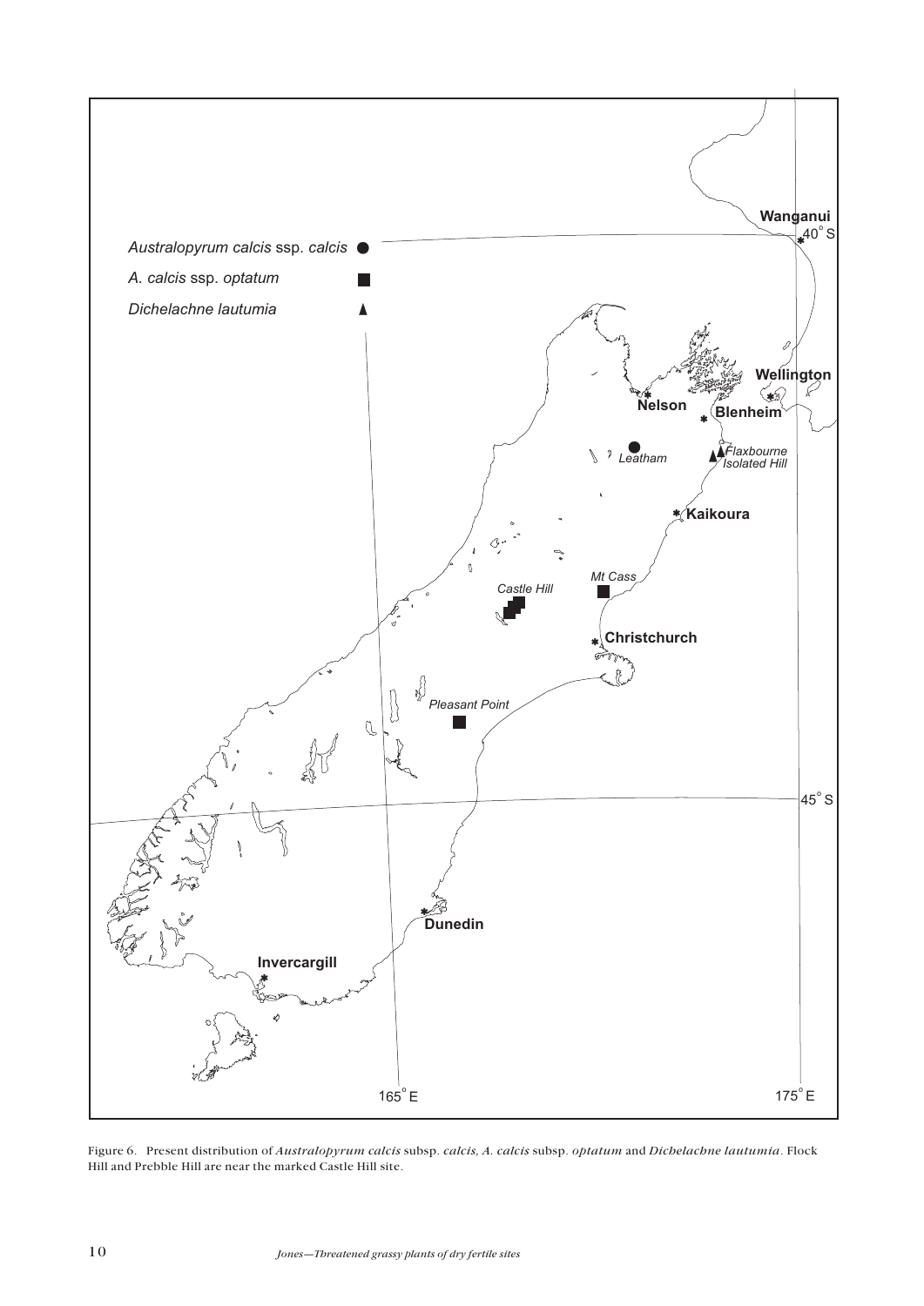*Australopyrum calcis* ssp. *calcis* ●

*A. calcis* ssp. *optatum* ■

*Dichelachne lautumia* ▲

Wanganui

40° S

Wellington

Nelson

Blenheim

Leatham

Flaxbourne

Isolated Hill

Kaikoura

Mt Cass

Castle Hill

Christchurch

Pleasant Point

45° S

Dunedin

Invercargill

165° E

175° E

Figure 6. Present distribution of *Australopyrum calcis* subsp. *calcis*, *A. calcis* subsp. *optatum* and *Dichelachne lautumia*. Flock Hill and Prebble Hill are near the marked Castle Hill site.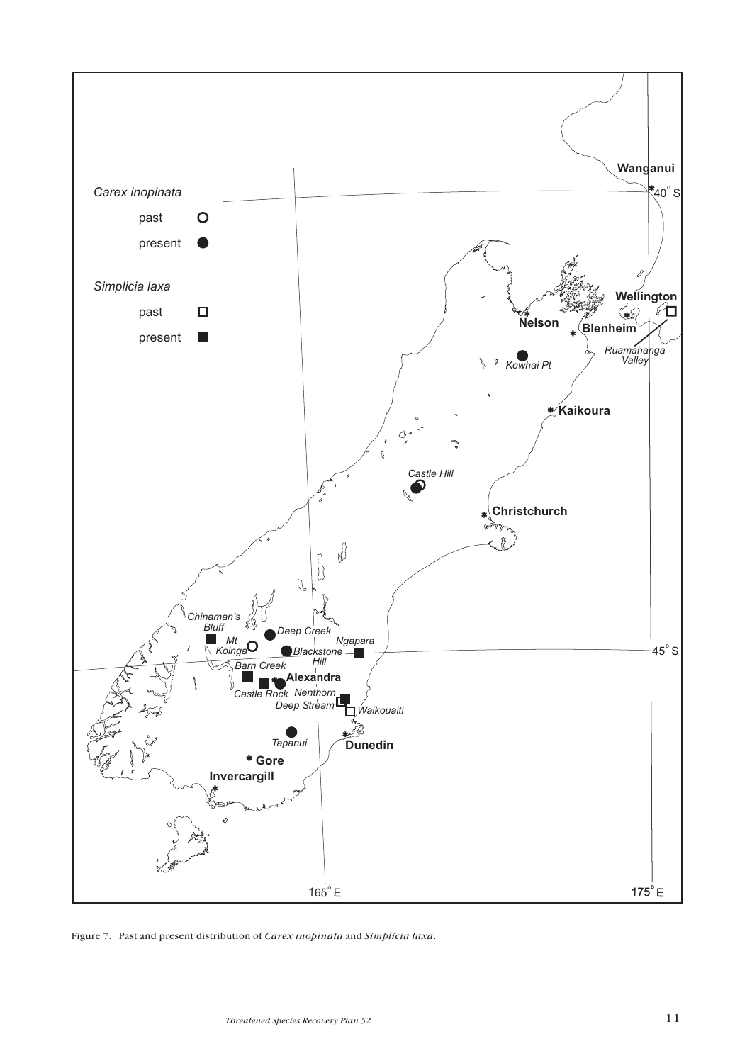*Carex inopinata*

past

present

*Simplicia laxa*

past

present

Wanganui

40° S

Wellington

Nelson

Blenheim

*Ruamahanga Valley*

*Kowhai Pt*

Kaikoura

*Castle Hill*

Christchurch

*Chinaman's Bluff*

*Deep Creek*

*Mt Koinga*

*Blackstone Hill*

*Ngapara*

45° S

*Barn Creek*

Alexandra

*Castle Rock*

*Nenthorn*

*Deep Stream*

*Waikouaiti*

*Tapanui*

Dunedin

Gore

Invercargill

165° E

175° E

Figure 7. Past and present distribution of *Carex inopinata* and *Simplicia laxa*.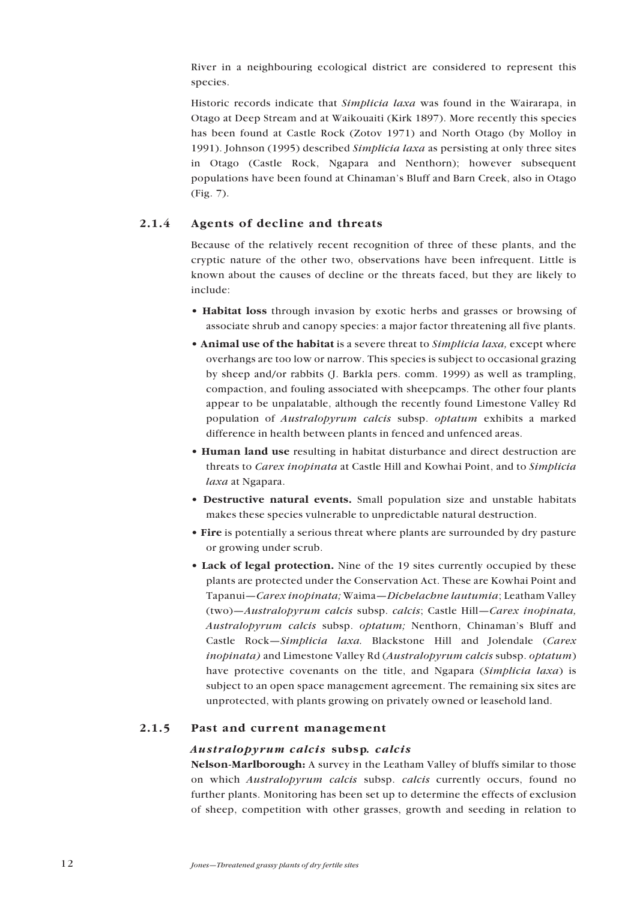River in a neighbouring ecological district are considered to represent this species.

Historic records indicate that *Simplicia laxa* was found in the Wairarapa, in Otago at Deep Stream and at Waikouaiti (Kirk 1897). More recently this species has been found at Castle Rock (Zotov 1971) and North Otago (by Molloy in 1991). Johnson (1995) described *Simplicia laxa* as persisting at only three sites in Otago (Castle Rock, Ngapara and Nenthorn); however subsequent populations have been found at Chinaman's Bluff and Barn Creek, also in Otago (Fig. 7).

### 2.1.4 Agents of decline and threats

Because of the relatively recent recognition of three of these plants, and the cryptic nature of the other two, observations have been infrequent. Little is known about the causes of decline or the threats faced, but they are likely to include:

- **Habitat loss** through invasion by exotic herbs and grasses or browsing of associate shrub and canopy species: a major factor threatening all five plants.
- **Animal use of the habitat** is a severe threat to *Simplicia laxa,* except where overhangs are too low or narrow. This species is subject to occasional grazing by sheep and/or rabbits (J. Barkla pers. comm. 1999) as well as trampling, compaction, and fouling associated with sheepcamps. The other four plants appear to be unpalatable, although the recently found Limestone Valley Rd population of *Australopyrum calcis* subsp. *optatum* exhibits a marked difference in health between plants in fenced and unfenced areas.
- **Human land use** resulting in habitat disturbance and direct destruction are threats to *Carex inopinata* at Castle Hill and Kowhai Point, and to *Simplicia laxa* at Ngapara.
- **Destructive natural events.** Small population size and unstable habitats makes these species vulnerable to unpredictable natural destruction.
- **Fire** is potentially a serious threat where plants are surrounded by dry pasture or growing under scrub.
- **Lack of legal protection.** Nine of the 19 sites currently occupied by these plants are protected under the Conservation Act. These are Kowhai Point and Tapanui—*Carex inopinata;* Waima—*Dichelachne lautumia*; Leatham Valley (two)—*Australopyrum calcis* subsp. *calcis*; Castle Hill—*Carex inopinata, Australopyrum calcis* subsp. *optatum;* Nenthorn, Chinaman's Bluff and Castle Rock—*Simplicia laxa.* Blackstone Hill and Jolendale (*Carex inopinata)* and Limestone Valley Rd (*Australopyrum calcis* subsp. *optatum*) have protective covenants on the title, and Ngapara (*Simplicia laxa*) is subject to an open space management agreement. The remaining six sites are unprotected, with plants growing on privately owned or leasehold land.

### 2.1.5 Past and current management

#### *Australopyrum calcis* subsp. *calcis*

**Nelson-Marlborough:** A survey in the Leatham Valley of bluffs similar to those on which *Australopyrum calcis* subsp. *calcis* currently occurs, found no further plants. Monitoring has been set up to determine the effects of exclusion of sheep, competition with other grasses, growth and seeding in relation to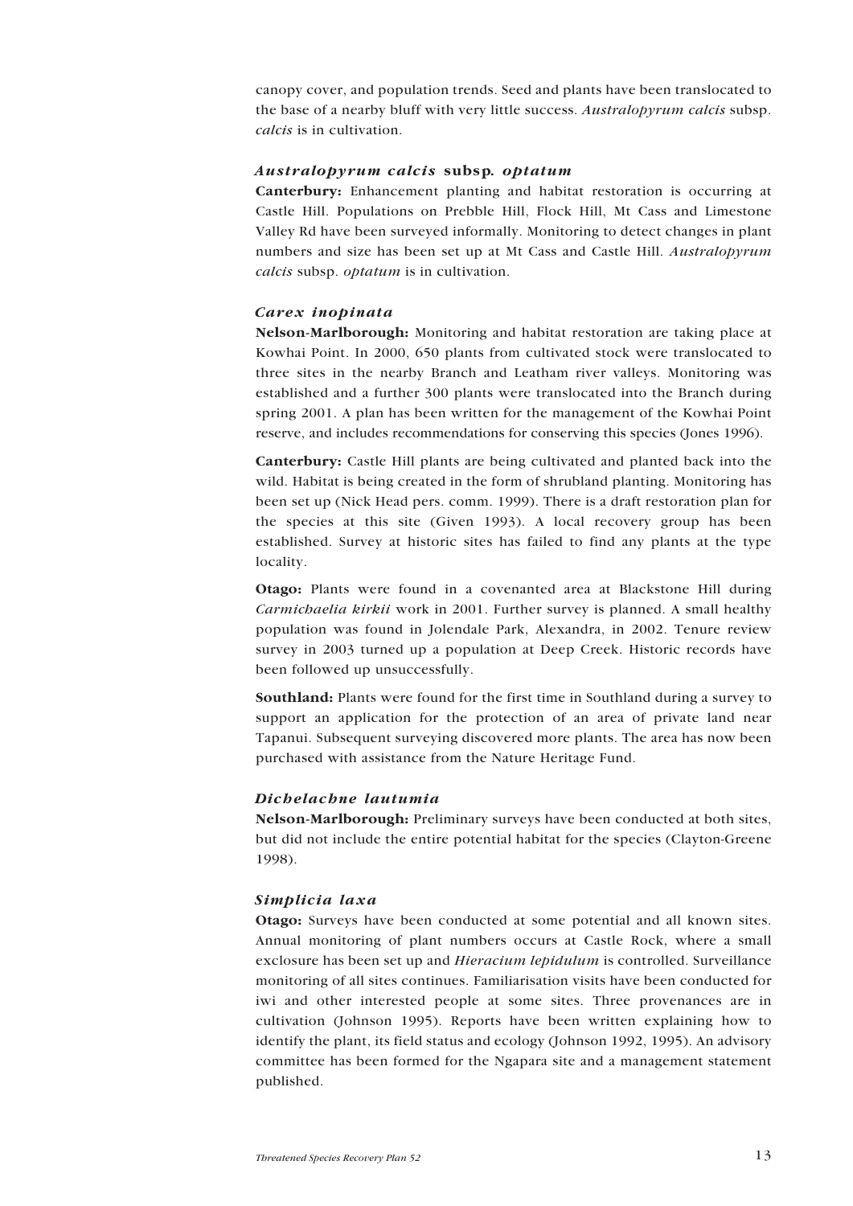canopy cover, and population trends. Seed and plants have been translocated to the base of a nearby bluff with very little success. *Australopyrum calcis* subsp. *calcis* is in cultivation.

### *Australopyrum calcis* subsp. *optatum*

**Canterbury:** Enhancement planting and habitat restoration is occurring at Castle Hill. Populations on Prebble Hill, Flock Hill, Mt Cass and Limestone Valley Rd have been surveyed informally. Monitoring to detect changes in plant numbers and size has been set up at Mt Cass and Castle Hill. *Australopyrum calcis* subsp. *optatum* is in cultivation.

### *Carex inopinata*

**Nelson-Marlborough:** Monitoring and habitat restoration are taking place at Kowhai Point. In 2000, 650 plants from cultivated stock were translocated to three sites in the nearby Branch and Leatham river valleys. Monitoring was established and a further 300 plants were translocated into the Branch during spring 2001. A plan has been written for the management of the Kowhai Point reserve, and includes recommendations for conserving this species (Jones 1996).

**Canterbury:** Castle Hill plants are being cultivated and planted back into the wild. Habitat is being created in the form of shrubland planting. Monitoring has been set up (Nick Head pers. comm. 1999). There is a draft restoration plan for the species at this site (Given 1993). A local recovery group has been established. Survey at historic sites has failed to find any plants at the type locality.

**Otago:** Plants were found in a covenanted area at Blackstone Hill during *Carmichaelia kirkii* work in 2001. Further survey is planned. A small healthy population was found in Jolendale Park, Alexandra, in 2002. Tenure review survey in 2003 turned up a population at Deep Creek. Historic records have been followed up unsuccessfully.

**Southland:** Plants were found for the first time in Southland during a survey to support an application for the protection of an area of private land near Tapanui. Subsequent surveying discovered more plants. The area has now been purchased with assistance from the Nature Heritage Fund.

### *Dichelachne lautumia*

**Nelson-Marlborough:** Preliminary surveys have been conducted at both sites, but did not include the entire potential habitat for the species (Clayton-Greene 1998).

### *Simplicia laxa*

**Otago:** Surveys have been conducted at some potential and all known sites. Annual monitoring of plant numbers occurs at Castle Rock, where a small exclosure has been set up and *Hieracium lepidulum* is controlled. Surveillance monitoring of all sites continues. Familiarisation visits have been conducted for iwi and other interested people at some sites. Three provenances are in cultivation (Johnson 1995). Reports have been written explaining how to identify the plant, its field status and ecology (Johnson 1992, 1995). An advisory committee has been formed for the Ngapara site and a management statement published.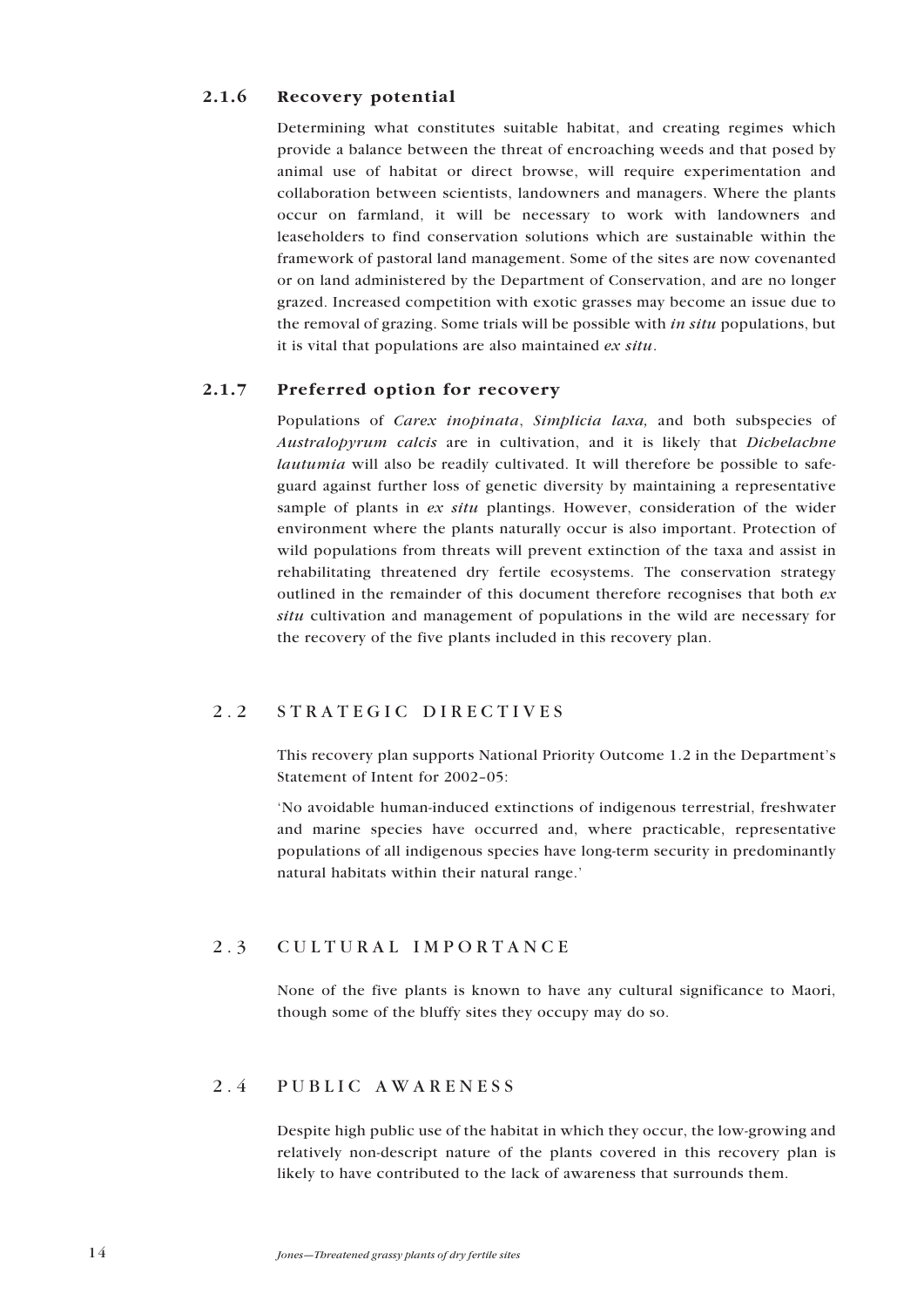### 2.1.6 Recovery potential

Determining what constitutes suitable habitat, and creating regimes which provide a balance between the threat of encroaching weeds and that posed by animal use of habitat or direct browse, will require experimentation and collaboration between scientists, landowners and managers. Where the plants occur on farmland, it will be necessary to work with landowners and leaseholders to find conservation solutions which are sustainable within the framework of pastoral land management. Some of the sites are now covenanted or on land administered by the Department of Conservation, and are no longer grazed. Increased competition with exotic grasses may become an issue due to the removal of grazing. Some trials will be possible with *in situ* populations, but it is vital that populations are also maintained *ex situ*.

### 2.1.7 Preferred option for recovery

Populations of *Carex inopinata*, *Simplicia laxa,* and both subspecies of *Australopyrum calcis* are in cultivation, and it is likely that *Dichelachne lautumia* will also be readily cultivated. It will therefore be possible to safeguard against further loss of genetic diversity by maintaining a representative sample of plants in *ex situ* plantings. However, consideration of the wider environment where the plants naturally occur is also important. Protection of wild populations from threats will prevent extinction of the taxa and assist in rehabilitating threatened dry fertile ecosystems. The conservation strategy outlined in the remainder of this document therefore recognises that both *ex situ* cultivation and management of populations in the wild are necessary for the recovery of the five plants included in this recovery plan.

## 2.2 STRATEGIC DIRECTIVES

This recovery plan supports National Priority Outcome 1.2 in the Department's Statement of Intent for 2002–05:

'No avoidable human-induced extinctions of indigenous terrestrial, freshwater and marine species have occurred and, where practicable, representative populations of all indigenous species have long-term security in predominantly natural habitats within their natural range.'

## 2.3 CULTURAL IMPORTANCE

None of the five plants is known to have any cultural significance to Maori, though some of the bluffy sites they occupy may do so.

## 2.4 PUBLIC AWARENESS

Despite high public use of the habitat in which they occur, the low-growing and relatively non-descript nature of the plants covered in this recovery plan is likely to have contributed to the lack of awareness that surrounds them.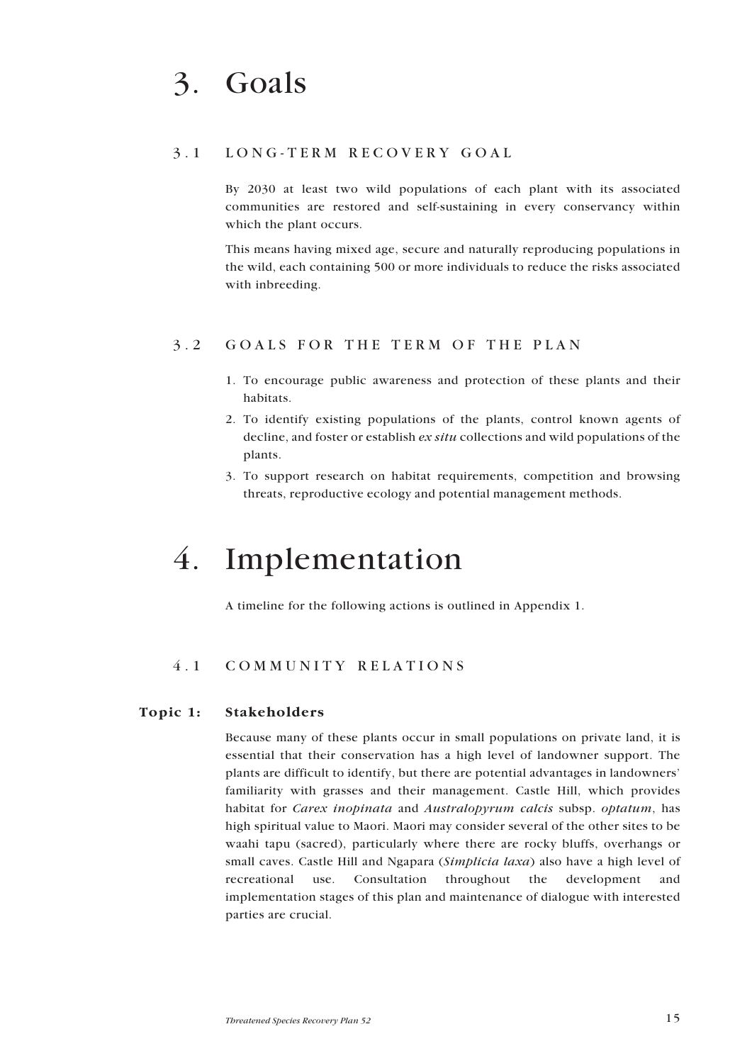# 3. Goals

## 3.1 LONG-TERM RECOVERY GOAL

By 2030 at least two wild populations of each plant with its associated communities are restored and self-sustaining in every conservancy within which the plant occurs.

This means having mixed age, secure and naturally reproducing populations in the wild, each containing 500 or more individuals to reduce the risks associated with inbreeding.

## 3.2 GOALS FOR THE TERM OF THE PLAN

1. To encourage public awareness and protection of these plants and their habitats.
2. To identify existing populations of the plants, control known agents of decline, and foster or establish *ex situ* collections and wild populations of the plants.
3. To support research on habitat requirements, competition and browsing threats, reproductive ecology and potential management methods.

# 4. Implementation

A timeline for the following actions is outlined in Appendix 1.

## 4.1 COMMUNITY RELATIONS

### Topic 1: Stakeholders

Because many of these plants occur in small populations on private land, it is essential that their conservation has a high level of landowner support. The plants are difficult to identify, but there are potential advantages in landowners' familiarity with grasses and their management. Castle Hill, which provides habitat for *Carex inopinata* and *Australopyrum calcis* subsp. *optatum*, has high spiritual value to Maori. Maori may consider several of the other sites to be waahi tapu (sacred), particularly where there are rocky bluffs, overhangs or small caves. Castle Hill and Ngapara (*Simplicia laxa*) also have a high level of recreational use. Consultation throughout the development and implementation stages of this plan and maintenance of dialogue with interested parties are crucial.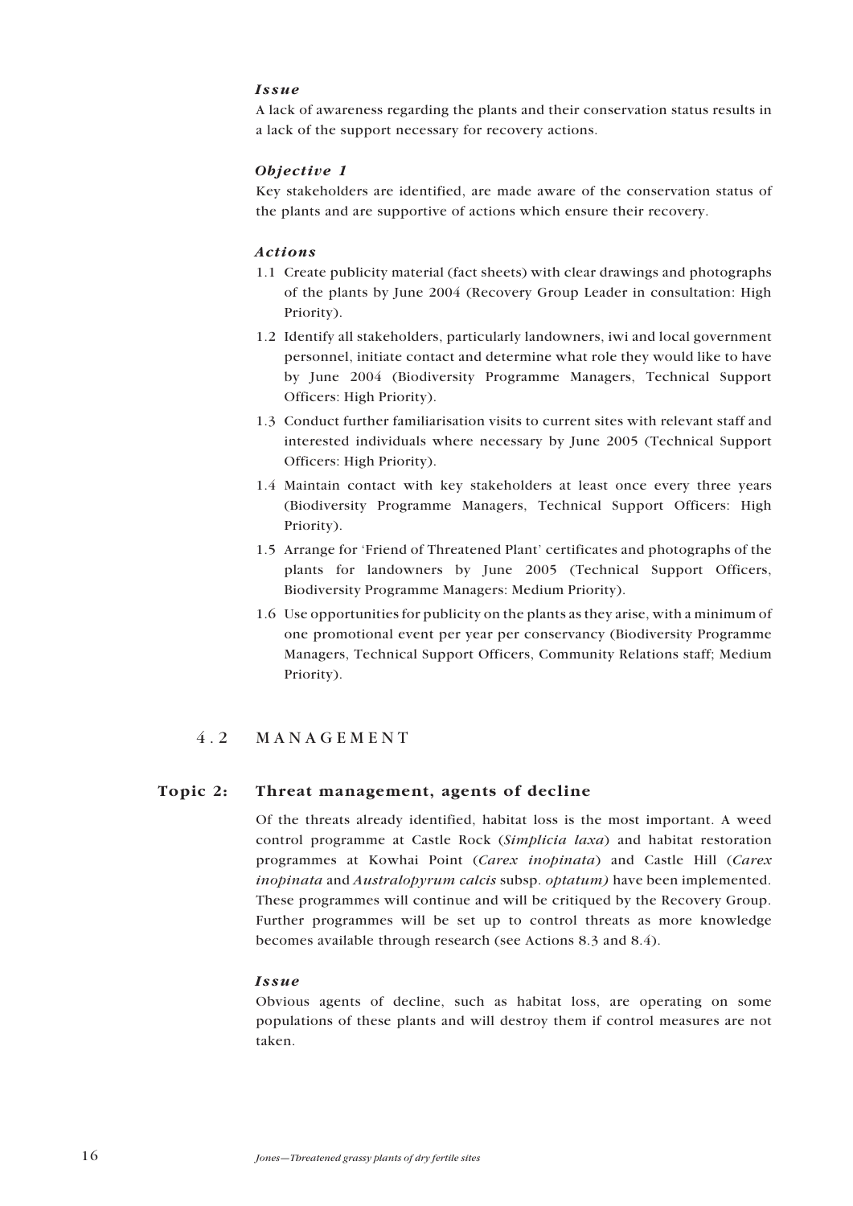*Issue*

A lack of awareness regarding the plants and their conservation status results in a lack of the support necessary for recovery actions.

*Objective 1*

Key stakeholders are identified, are made aware of the conservation status of the plants and are supportive of actions which ensure their recovery.

*Actions*

1.1 Create publicity material (fact sheets) with clear drawings and photographs of the plants by June 2004 (Recovery Group Leader in consultation: High Priority).

1.2 Identify all stakeholders, particularly landowners, iwi and local government personnel, initiate contact and determine what role they would like to have by June 2004 (Biodiversity Programme Managers, Technical Support Officers: High Priority).

1.3 Conduct further familiarisation visits to current sites with relevant staff and interested individuals where necessary by June 2005 (Technical Support Officers: High Priority).

1.4 Maintain contact with key stakeholders at least once every three years (Biodiversity Programme Managers, Technical Support Officers: High Priority).

1.5 Arrange for 'Friend of Threatened Plant' certificates and photographs of the plants for landowners by June 2005 (Technical Support Officers, Biodiversity Programme Managers: Medium Priority).

1.6 Use opportunities for publicity on the plants as they arise, with a minimum of one promotional event per year per conservancy (Biodiversity Programme Managers, Technical Support Officers, Community Relations staff; Medium Priority).

## 4.2 MANAGEMENT

### Topic 2: Threat management, agents of decline

Of the threats already identified, habitat loss is the most important. A weed control programme at Castle Rock (*Simplicia laxa*) and habitat restoration programmes at Kowhai Point (*Carex inopinata*) and Castle Hill (*Carex inopinata* and *Australopyrum calcis* subsp. *optatum)* have been implemented. These programmes will continue and will be critiqued by the Recovery Group. Further programmes will be set up to control threats as more knowledge becomes available through research (see Actions 8.3 and 8.4).

*Issue*

Obvious agents of decline, such as habitat loss, are operating on some populations of these plants and will destroy them if control measures are not taken.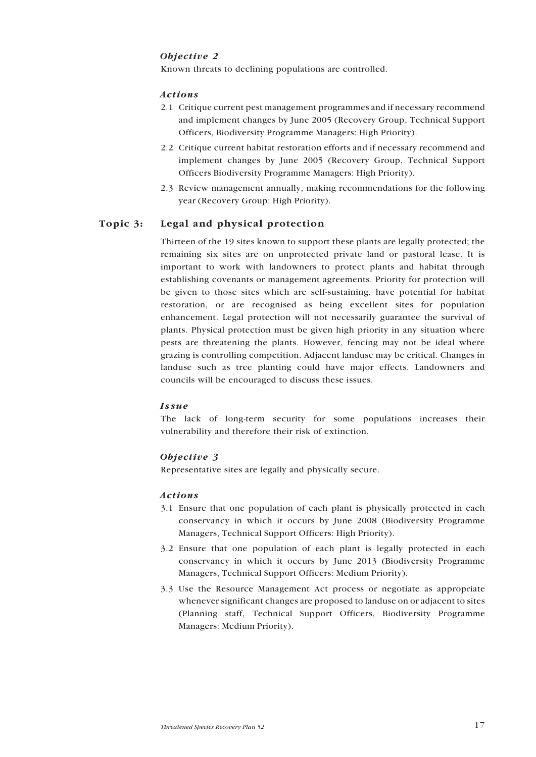### *Objective 2*

Known threats to declining populations are controlled.

### *Actions*

2.1 Critique current pest management programmes and if necessary recommend and implement changes by June 2005 (Recovery Group, Technical Support Officers, Biodiversity Programme Managers: High Priority).

2.2 Critique current habitat restoration efforts and if necessary recommend and implement changes by June 2005 (Recovery Group, Technical Support Officers Biodiversity Programme Managers: High Priority).

2.3 Review management annually, making recommendations for the following year (Recovery Group: High Priority).

## Topic 3: Legal and physical protection

Thirteen of the 19 sites known to support these plants are legally protected; the remaining six sites are on unprotected private land or pastoral lease. It is important to work with landowners to protect plants and habitat through establishing covenants or management agreements. Priority for protection will be given to those sites which are self-sustaining, have potential for habitat restoration, or are recognised as being excellent sites for population enhancement. Legal protection will not necessarily guarantee the survival of plants. Physical protection must be given high priority in any situation where pests are threatening the plants. However, fencing may not be ideal where grazing is controlling competition. Adjacent landuse may be critical. Changes in landuse such as tree planting could have major effects. Landowners and councils will be encouraged to discuss these issues.

### *Issue*

The lack of long-term security for some populations increases their vulnerability and therefore their risk of extinction.

### *Objective 3*

Representative sites are legally and physically secure.

### *Actions*

3.1 Ensure that one population of each plant is physically protected in each conservancy in which it occurs by June 2008 (Biodiversity Programme Managers, Technical Support Officers: High Priority).

3.2 Ensure that one population of each plant is legally protected in each conservancy in which it occurs by June 2013 (Biodiversity Programme Managers, Technical Support Officers: Medium Priority).

3.3 Use the Resource Management Act process or negotiate as appropriate whenever significant changes are proposed to landuse on or adjacent to sites (Planning staff, Technical Support Officers, Biodiversity Programme Managers: Medium Priority).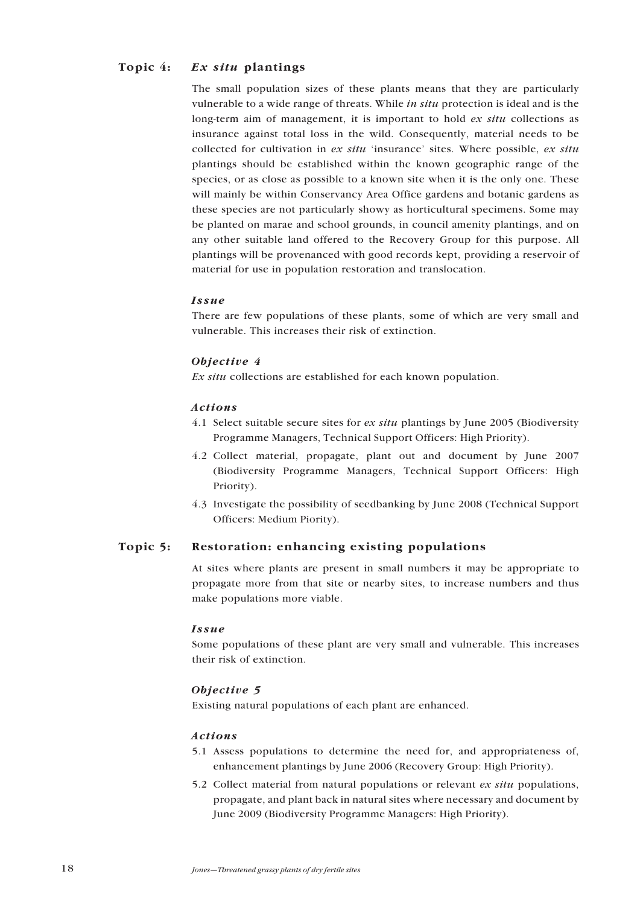## Topic 4: *Ex situ* plantings

The small population sizes of these plants means that they are particularly vulnerable to a wide range of threats. While *in situ* protection is ideal and is the long-term aim of management, it is important to hold *ex situ* collections as insurance against total loss in the wild. Consequently, material needs to be collected for cultivation in *ex situ* 'insurance' sites. Where possible, *ex situ* plantings should be established within the known geographic range of the species, or as close as possible to a known site when it is the only one. These will mainly be within Conservancy Area Office gardens and botanic gardens as these species are not particularly showy as horticultural specimens. Some may be planted on marae and school grounds, in council amenity plantings, and on any other suitable land offered to the Recovery Group for this purpose. All plantings will be provenanced with good records kept, providing a reservoir of material for use in population restoration and translocation.

### *Issue*

There are few populations of these plants, some of which are very small and vulnerable. This increases their risk of extinction.

### *Objective 4*

*Ex situ* collections are established for each known population.

### *Actions*

4.1 Select suitable secure sites for *ex situ* plantings by June 2005 (Biodiversity Programme Managers, Technical Support Officers: High Priority).

4.2 Collect material, propagate, plant out and document by June 2007 (Biodiversity Programme Managers, Technical Support Officers: High Priority).

4.3 Investigate the possibility of seedbanking by June 2008 (Technical Support Officers: Medium Piority).

## Topic 5: Restoration: enhancing existing populations

At sites where plants are present in small numbers it may be appropriate to propagate more from that site or nearby sites, to increase numbers and thus make populations more viable.

### *Issue*

Some populations of these plant are very small and vulnerable. This increases their risk of extinction.

### *Objective 5*

Existing natural populations of each plant are enhanced.

### *Actions*

5.1 Assess populations to determine the need for, and appropriateness of, enhancement plantings by June 2006 (Recovery Group: High Priority).

5.2 Collect material from natural populations or relevant *ex situ* populations, propagate, and plant back in natural sites where necessary and document by June 2009 (Biodiversity Programme Managers: High Priority).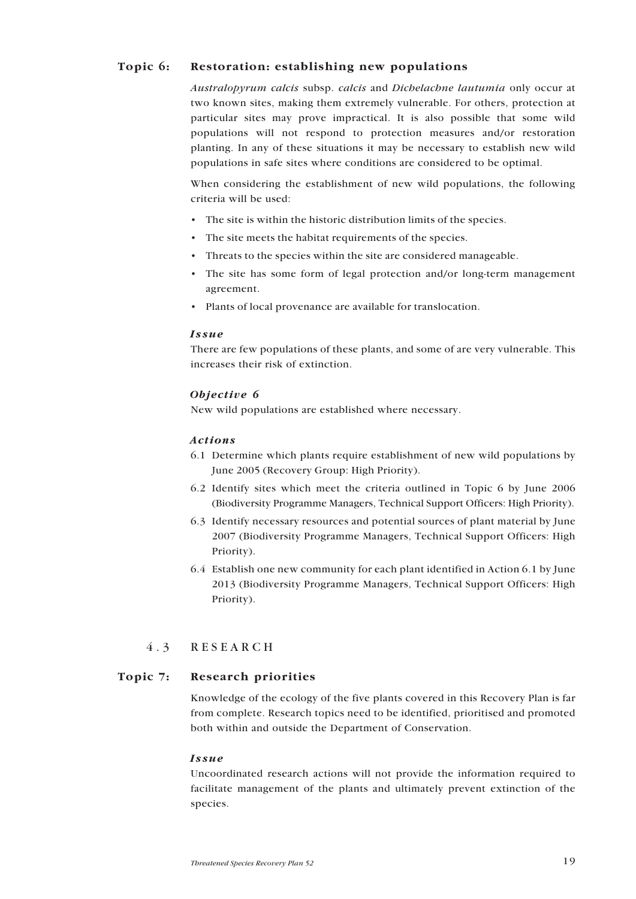### Topic 6: Restoration: establishing new populations

*Australopyrum calcis* subsp. *calcis* and *Dichelachne lautumia* only occur at two known sites, making them extremely vulnerable. For others, protection at particular sites may prove impractical. It is also possible that some wild populations will not respond to protection measures and/or restoration planting. In any of these situations it may be necessary to establish new wild populations in safe sites where conditions are considered to be optimal.

When considering the establishment of new wild populations, the following criteria will be used:

- The site is within the historic distribution limits of the species.
- The site meets the habitat requirements of the species.
- Threats to the species within the site are considered manageable.
- The site has some form of legal protection and/or long-term management agreement.
- Plants of local provenance are available for translocation.

#### *Issue*

There are few populations of these plants, and some of are very vulnerable. This increases their risk of extinction.

#### *Objective 6*

New wild populations are established where necessary.

#### *Actions*

6.1 Determine which plants require establishment of new wild populations by June 2005 (Recovery Group: High Priority).

6.2 Identify sites which meet the criteria outlined in Topic 6 by June 2006 (Biodiversity Programme Managers, Technical Support Officers: High Priority).

6.3 Identify necessary resources and potential sources of plant material by June 2007 (Biodiversity Programme Managers, Technical Support Officers: High Priority).

6.4 Establish one new community for each plant identified in Action 6.1 by June 2013 (Biodiversity Programme Managers, Technical Support Officers: High Priority).

## 4.3 RESEARCH

### Topic 7: Research priorities

Knowledge of the ecology of the five plants covered in this Recovery Plan is far from complete. Research topics need to be identified, prioritised and promoted both within and outside the Department of Conservation.

#### *Issue*

Uncoordinated research actions will not provide the information required to facilitate management of the plants and ultimately prevent extinction of the species.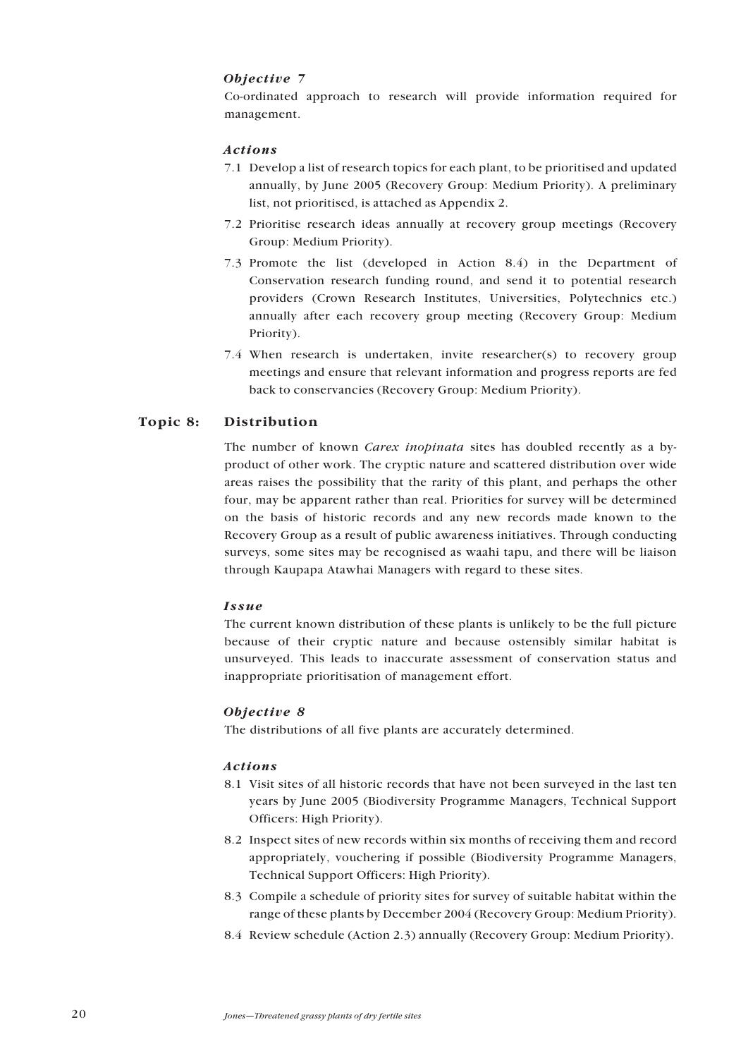*Objective 7*

Co-ordinated approach to research will provide information required for management.

*Actions*

7.1 Develop a list of research topics for each plant, to be prioritised and updated annually, by June 2005 (Recovery Group: Medium Priority). A preliminary list, not prioritised, is attached as Appendix 2.

7.2 Prioritise research ideas annually at recovery group meetings (Recovery Group: Medium Priority).

7.3 Promote the list (developed in Action 8.4) in the Department of Conservation research funding round, and send it to potential research providers (Crown Research Institutes, Universities, Polytechnics etc.) annually after each recovery group meeting (Recovery Group: Medium Priority).

7.4 When research is undertaken, invite researcher(s) to recovery group meetings and ensure that relevant information and progress reports are fed back to conservancies (Recovery Group: Medium Priority).

## Topic 8: Distribution

The number of known *Carex inopinata* sites has doubled recently as a by-product of other work. The cryptic nature and scattered distribution over wide areas raises the possibility that the rarity of this plant, and perhaps the other four, may be apparent rather than real. Priorities for survey will be determined on the basis of historic records and any new records made known to the Recovery Group as a result of public awareness initiatives. Through conducting surveys, some sites may be recognised as waahi tapu, and there will be liaison through Kaupapa Atawhai Managers with regard to these sites.

*Issue*

The current known distribution of these plants is unlikely to be the full picture because of their cryptic nature and because ostensibly similar habitat is unsurveyed. This leads to inaccurate assessment of conservation status and inappropriate prioritisation of management effort.

*Objective 8*

The distributions of all five plants are accurately determined.

*Actions*

8.1 Visit sites of all historic records that have not been surveyed in the last ten years by June 2005 (Biodiversity Programme Managers, Technical Support Officers: High Priority).

8.2 Inspect sites of new records within six months of receiving them and record appropriately, vouchering if possible (Biodiversity Programme Managers, Technical Support Officers: High Priority).

8.3 Compile a schedule of priority sites for survey of suitable habitat within the range of these plants by December 2004 (Recovery Group: Medium Priority).

8.4 Review schedule (Action 2.3) annually (Recovery Group: Medium Priority).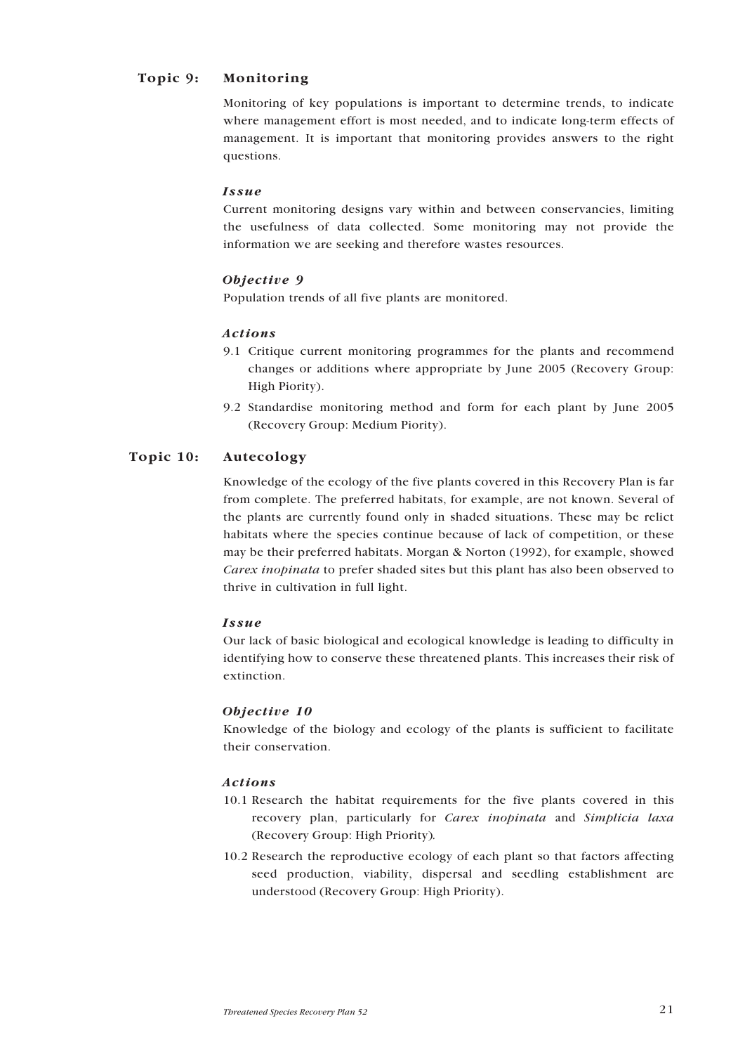## Topic 9: Monitoring

Monitoring of key populations is important to determine trends, to indicate where management effort is most needed, and to indicate long-term effects of management. It is important that monitoring provides answers to the right questions.

### *Issue*

Current monitoring designs vary within and between conservancies, limiting the usefulness of data collected. Some monitoring may not provide the information we are seeking and therefore wastes resources.

### *Objective 9*

Population trends of all five plants are monitored.

### *Actions*

9.1 Critique current monitoring programmes for the plants and recommend changes or additions where appropriate by June 2005 (Recovery Group: High Piority).

9.2 Standardise monitoring method and form for each plant by June 2005 (Recovery Group: Medium Piority).

## Topic 10: Autecology

Knowledge of the ecology of the five plants covered in this Recovery Plan is far from complete. The preferred habitats, for example, are not known. Several of the plants are currently found only in shaded situations. These may be relict habitats where the species continue because of lack of competition, or these may be their preferred habitats. Morgan & Norton (1992), for example, showed *Carex inopinata* to prefer shaded sites but this plant has also been observed to thrive in cultivation in full light.

### *Issue*

Our lack of basic biological and ecological knowledge is leading to difficulty in identifying how to conserve these threatened plants. This increases their risk of extinction.

### *Objective 10*

Knowledge of the biology and ecology of the plants is sufficient to facilitate their conservation.

### *Actions*

10.1 Research the habitat requirements for the five plants covered in this recovery plan, particularly for *Carex inopinata* and *Simplicia laxa* (Recovery Group: High Priority).

10.2 Research the reproductive ecology of each plant so that factors affecting seed production, viability, dispersal and seedling establishment are understood (Recovery Group: High Priority).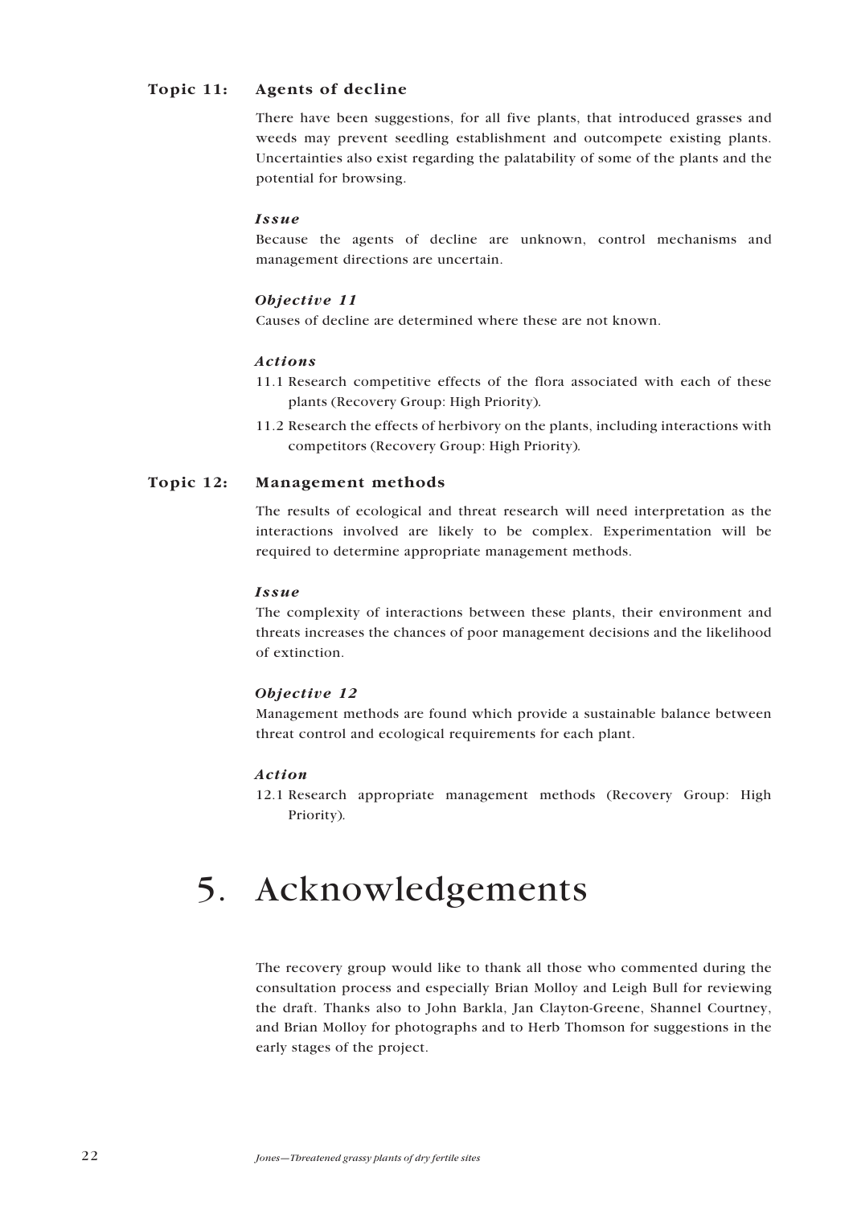### Topic 11: Agents of decline

There have been suggestions, for all five plants, that introduced grasses and weeds may prevent seedling establishment and outcompete existing plants. Uncertainties also exist regarding the palatability of some of the plants and the potential for browsing.

#### *Issue*

Because the agents of decline are unknown, control mechanisms and management directions are uncertain.

#### *Objective 11*

Causes of decline are determined where these are not known.

#### *Actions*

11.1 Research competitive effects of the flora associated with each of these plants (Recovery Group: High Priority).

11.2 Research the effects of herbivory on the plants, including interactions with competitors (Recovery Group: High Priority).

### Topic 12: Management methods

The results of ecological and threat research will need interpretation as the interactions involved are likely to be complex. Experimentation will be required to determine appropriate management methods.

#### *Issue*

The complexity of interactions between these plants, their environment and threats increases the chances of poor management decisions and the likelihood of extinction.

#### *Objective 12*

Management methods are found which provide a sustainable balance between threat control and ecological requirements for each plant.

#### *Action*

12.1 Research appropriate management methods (Recovery Group: High Priority).

# 5. Acknowledgements

The recovery group would like to thank all those who commented during the consultation process and especially Brian Molloy and Leigh Bull for reviewing the draft. Thanks also to John Barkla, Jan Clayton-Greene, Shannel Courtney, and Brian Molloy for photographs and to Herb Thomson for suggestions in the early stages of the project.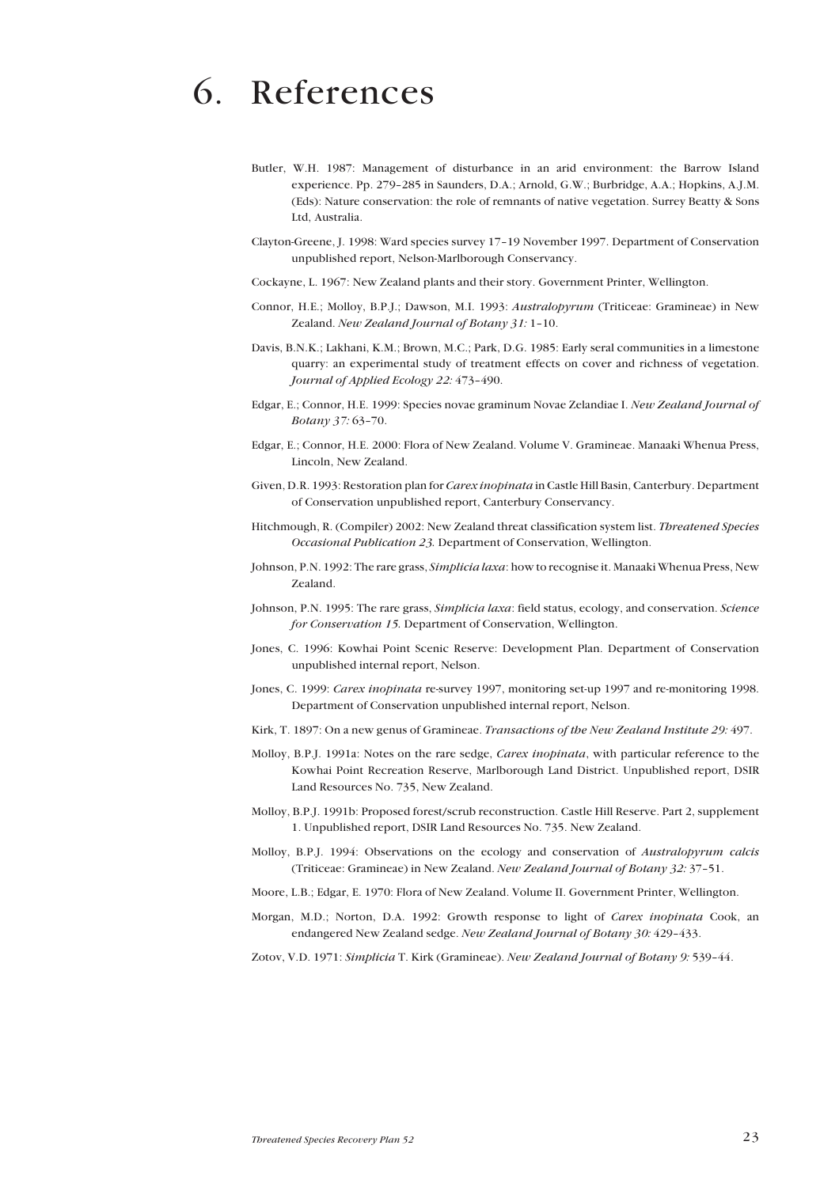# 6. References

Butler, W.H. 1987: Management of disturbance in an arid environment: the Barrow Island experience. Pp. 279–285 in Saunders, D.A.; Arnold, G.W.; Burbridge, A.A.; Hopkins, A.J.M. (Eds): Nature conservation: the role of remnants of native vegetation. Surrey Beatty & Sons Ltd, Australia.

Clayton-Greene, J. 1998: Ward species survey 17–19 November 1997. Department of Conservation unpublished report, Nelson-Marlborough Conservancy.

Cockayne, L. 1967: New Zealand plants and their story. Government Printer, Wellington.

Connor, H.E.; Molloy, B.P.J.; Dawson, M.I. 1993: *Australopyrum* (Triticeae: Gramineae) in New Zealand. *New Zealand Journal of Botany 31:* 1–10.

Davis, B.N.K.; Lakhani, K.M.; Brown, M.C.; Park, D.G. 1985: Early seral communities in a limestone quarry: an experimental study of treatment effects on cover and richness of vegetation. *Journal of Applied Ecology 22:* 473–490.

Edgar, E.; Connor, H.E. 1999: Species novae graminum Novae Zelandiae I. *New Zealand Journal of Botany 37:* 63–70.

Edgar, E.; Connor, H.E. 2000: Flora of New Zealand. Volume V. Gramineae. Manaaki Whenua Press, Lincoln, New Zealand.

Given, D.R. 1993: Restoration plan for *Carex inopinata* in Castle Hill Basin, Canterbury. Department of Conservation unpublished report, Canterbury Conservancy.

Hitchmough, R. (Compiler) 2002: New Zealand threat classification system list. *Threatened Species Occasional Publication 23.* Department of Conservation, Wellington.

Johnson, P.N. 1992: The rare grass, *Simplicia laxa*: how to recognise it. Manaaki Whenua Press, New Zealand.

Johnson, P.N. 1995: The rare grass, *Simplicia laxa*: field status, ecology, and conservation. *Science for Conservation 15.* Department of Conservation, Wellington.

Jones, C. 1996: Kowhai Point Scenic Reserve: Development Plan. Department of Conservation unpublished internal report, Nelson.

Jones, C. 1999: *Carex inopinata* re-survey 1997, monitoring set-up 1997 and re-monitoring 1998. Department of Conservation unpublished internal report, Nelson.

Kirk, T. 1897: On a new genus of Gramineae. *Transactions of the New Zealand Institute 29:* 497.

Molloy, B.P.J. 1991a: Notes on the rare sedge, *Carex inopinata*, with particular reference to the Kowhai Point Recreation Reserve, Marlborough Land District. Unpublished report, DSIR Land Resources No. 735, New Zealand.

Molloy, B.P.J. 1991b: Proposed forest/scrub reconstruction. Castle Hill Reserve. Part 2, supplement 1. Unpublished report, DSIR Land Resources No. 735. New Zealand.

Molloy, B.P.J. 1994: Observations on the ecology and conservation of *Australopyrum calcis* (Triticeae: Gramineae) in New Zealand. *New Zealand Journal of Botany 32:* 37–51.

Moore, L.B.; Edgar, E. 1970: Flora of New Zealand. Volume II. Government Printer, Wellington.

Morgan, M.D.; Norton, D.A. 1992: Growth response to light of *Carex inopinata* Cook, an endangered New Zealand sedge. *New Zealand Journal of Botany 30:* 429–433.

Zotov, V.D. 1971: *Simplicia* T. Kirk (Gramineae). *New Zealand Journal of Botany 9:* 539–44.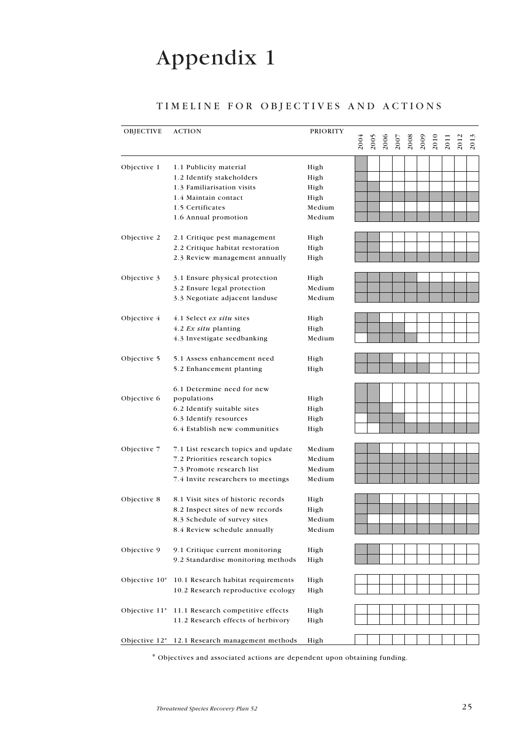# Appendix 1

## TIMELINE FOR OBJECTIVES AND ACTIONS

| OBJECTIVE | ACTION | PRIORITY | 2004 | 2005 | 2006 | 2007 | 2008 | 2009 | 2010 | 2011 | 2012 | 2013 |
|---|---|---|---|---|---|---|---|---|---|---|---|---|
| Objective 1 | 1.1 Publicity material | High | ■ | | | | | | | | | |
| | 1.2 Identify stakeholders | High | ■ | | | | | | | | | |
| | 1.3 Familiarisation visits | High | ■ | ■ | | | | | | | | |
| | 1.4 Maintain contact | High | ■ | ■ | ■ | ■ | ■ | ■ | ■ | ■ | ■ | ■ |
| | 1.5 Certificates | Medium | ■ | ■ | | | | | | | | |
| | 1.6 Annual promotion | Medium | ■ | ■ | ■ | ■ | ■ | ■ | ■ | ■ | ■ | ■ |
| Objective 2 | 2.1 Critique pest management | High | ■ | ■ | | | | | | | | |
| | 2.2 Critique habitat restoration | High | ■ | ■ | | | | | | | | |
| | 2.3 Review management annually | High | ■ | ■ | ■ | ■ | ■ | ■ | ■ | ■ | ■ | ■ |
| Objective 3 | 3.1 Ensure physical protection | High | ■ | ■ | ■ | ■ | ■ | | | | | |
| | 3.2 Ensure legal protection | Medium | ■ | ■ | ■ | ■ | ■ | ■ | ■ | ■ | ■ | ■ |
| | 3.3 Negotiate adjacent landuse | Medium | ■ | ■ | ■ | ■ | ■ | ■ | ■ | ■ | ■ | ■ |
| Objective 4 | 4.1 Select *ex situ* sites | High | ■ | ■ | | | | | | | | |
| | 4.2 *Ex situ* planting | High | ■ | ■ | ■ | ■ | | | | | | |
| | 4.3 Investigate seedbanking | Medium | | ■ | ■ | ■ | ■ | | | | | |
| Objective 5 | 5.1 Assess enhancement need | High | ■ | ■ | ■ | | | | | | | |
| | 5.2 Enhancement planting | High | ■ | ■ | ■ | ■ | ■ | ■ | | | | |
| Objective 6 | 6.1 Determine need for new populations | High | ■ | ■ | | | | | | | | |
| | 6.2 Identify suitable sites | High | ■ | ■ | ■ | | | | | | | |
| | 6.3 Identify resources | High | | ■ | ■ | ■ | | | | | | |
| | 6.4 Establish new communities | High | | | ■ | ■ | ■ | ■ | ■ | ■ | ■ | ■ |
| Objective 7 | 7.1 List research topics and update | Medium | ■ | ■ | | | | | | | | |
| | 7.2 Priorities research topics | Medium | ■ | ■ | ■ | ■ | ■ | ■ | ■ | ■ | ■ | ■ |
| | 7.3 Promote research list | Medium | ■ | ■ | ■ | ■ | ■ | ■ | ■ | ■ | ■ | ■ |
| | 7.4 Invite researchers to meetings | Medium | ■ | ■ | ■ | ■ | ■ | ■ | ■ | ■ | ■ | ■ |
| Objective 8 | 8.1 Visit sites of historic records | High | ■ | ■ | | | | | | | | |
| | 8.2 Inspect sites of new records | High | ■ | ■ | ■ | ■ | ■ | ■ | ■ | ■ | ■ | ■ |
| | 8.3 Schedule of survey sites | Medium | ■ | | | | | | | | | |
| | 8.4 Review schedule annually | Medium | ■ | ■ | ■ | ■ | ■ | ■ | ■ | ■ | ■ | ■ |
| Objective 9 | 9.1 Critique current monitoring | High | ■ | ■ | | | | | | | | |
| | 9.2 Standardise monitoring methods | High | ■ | ■ | | | | | | | | |
| Objective 10* | 10.1 Research habitat requirements | High | | | | | | | | | | |
| | 10.2 Research reproductive ecology | High | | | | | | | | | | |
| Objective 11* | 11.1 Research competitive effects | High | | | | | | | | | | |
| | 11.2 Research effects of herbivory | High | | | | | | | | | | |
| Objective 12* | 12.1 Research management methods | High | | | | | | | | | | |

\* Objectives and associated actions are dependent upon obtaining funding.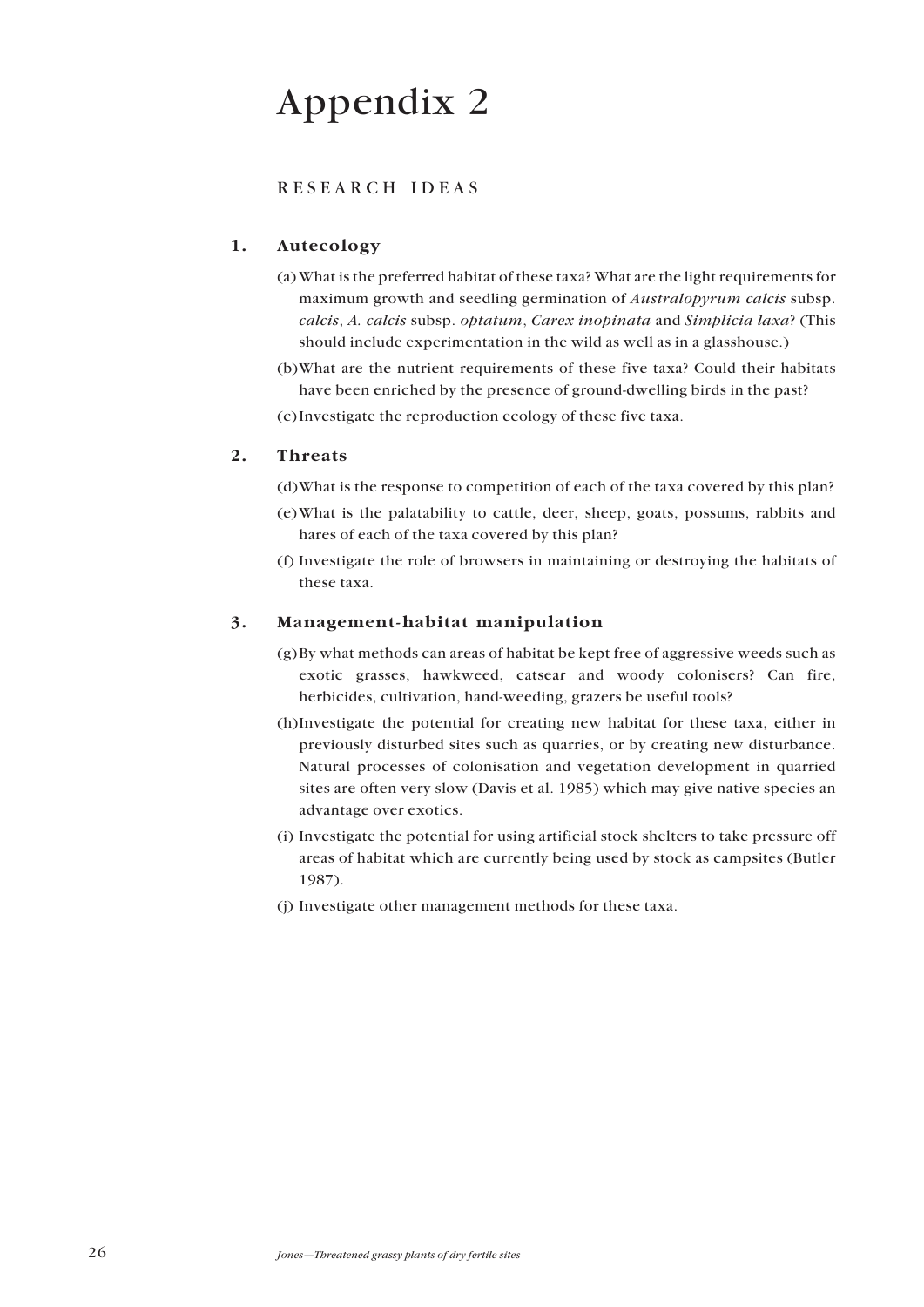# Appendix 2

## RESEARCH IDEAS

### 1. Autecology

(a) What is the preferred habitat of these taxa? What are the light requirements for maximum growth and seedling germination of *Australopyrum calcis* subsp. *calcis*, *A. calcis* subsp. *optatum*, *Carex inopinata* and *Simplicia laxa*? (This should include experimentation in the wild as well as in a glasshouse.)

(b) What are the nutrient requirements of these five taxa? Could their habitats have been enriched by the presence of ground-dwelling birds in the past?

(c) Investigate the reproduction ecology of these five taxa.

### 2. Threats

(d) What is the response to competition of each of the taxa covered by this plan?

(e) What is the palatability to cattle, deer, sheep, goats, possums, rabbits and hares of each of the taxa covered by this plan?

(f) Investigate the role of browsers in maintaining or destroying the habitats of these taxa.

### 3. Management-habitat manipulation

(g) By what methods can areas of habitat be kept free of aggressive weeds such as exotic grasses, hawkweed, catsear and woody colonisers? Can fire, herbicides, cultivation, hand-weeding, grazers be useful tools?

(h) Investigate the potential for creating new habitat for these taxa, either in previously disturbed sites such as quarries, or by creating new disturbance. Natural processes of colonisation and vegetation development in quarried sites are often very slow (Davis et al. 1985) which may give native species an advantage over exotics.

(i) Investigate the potential for using artificial stock shelters to take pressure off areas of habitat which are currently being used by stock as campsites (Butler 1987).

(j) Investigate other management methods for these taxa.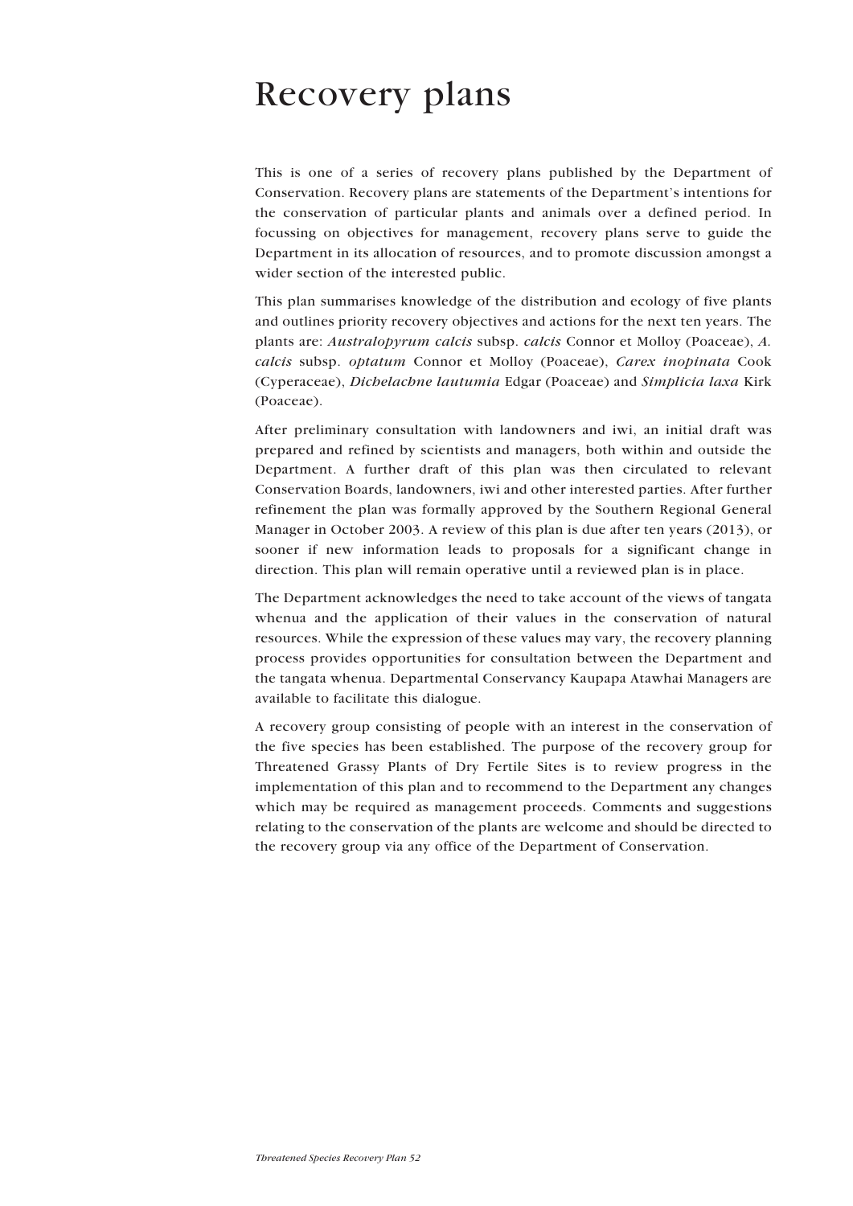# Recovery plans

This is one of a series of recovery plans published by the Department of Conservation. Recovery plans are statements of the Department's intentions for the conservation of particular plants and animals over a defined period. In focussing on objectives for management, recovery plans serve to guide the Department in its allocation of resources, and to promote discussion amongst a wider section of the interested public.

This plan summarises knowledge of the distribution and ecology of five plants and outlines priority recovery objectives and actions for the next ten years. The plants are: *Australopyrum calcis* subsp. *calcis* Connor et Molloy (Poaceae), *A. calcis* subsp. *optatum* Connor et Molloy (Poaceae), *Carex inopinata* Cook (Cyperaceae), *Dichelachne lautumia* Edgar (Poaceae) and *Simplicia laxa* Kirk (Poaceae).

After preliminary consultation with landowners and iwi, an initial draft was prepared and refined by scientists and managers, both within and outside the Department. A further draft of this plan was then circulated to relevant Conservation Boards, landowners, iwi and other interested parties. After further refinement the plan was formally approved by the Southern Regional General Manager in October 2003. A review of this plan is due after ten years (2013), or sooner if new information leads to proposals for a significant change in direction. This plan will remain operative until a reviewed plan is in place.

The Department acknowledges the need to take account of the views of tangata whenua and the application of their values in the conservation of natural resources. While the expression of these values may vary, the recovery planning process provides opportunities for consultation between the Department and the tangata whenua. Departmental Conservancy Kaupapa Atawhai Managers are available to facilitate this dialogue.

A recovery group consisting of people with an interest in the conservation of the five species has been established. The purpose of the recovery group for Threatened Grassy Plants of Dry Fertile Sites is to review progress in the implementation of this plan and to recommend to the Department any changes which may be required as management proceeds. Comments and suggestions relating to the conservation of the plants are welcome and should be directed to the recovery group via any office of the Department of Conservation.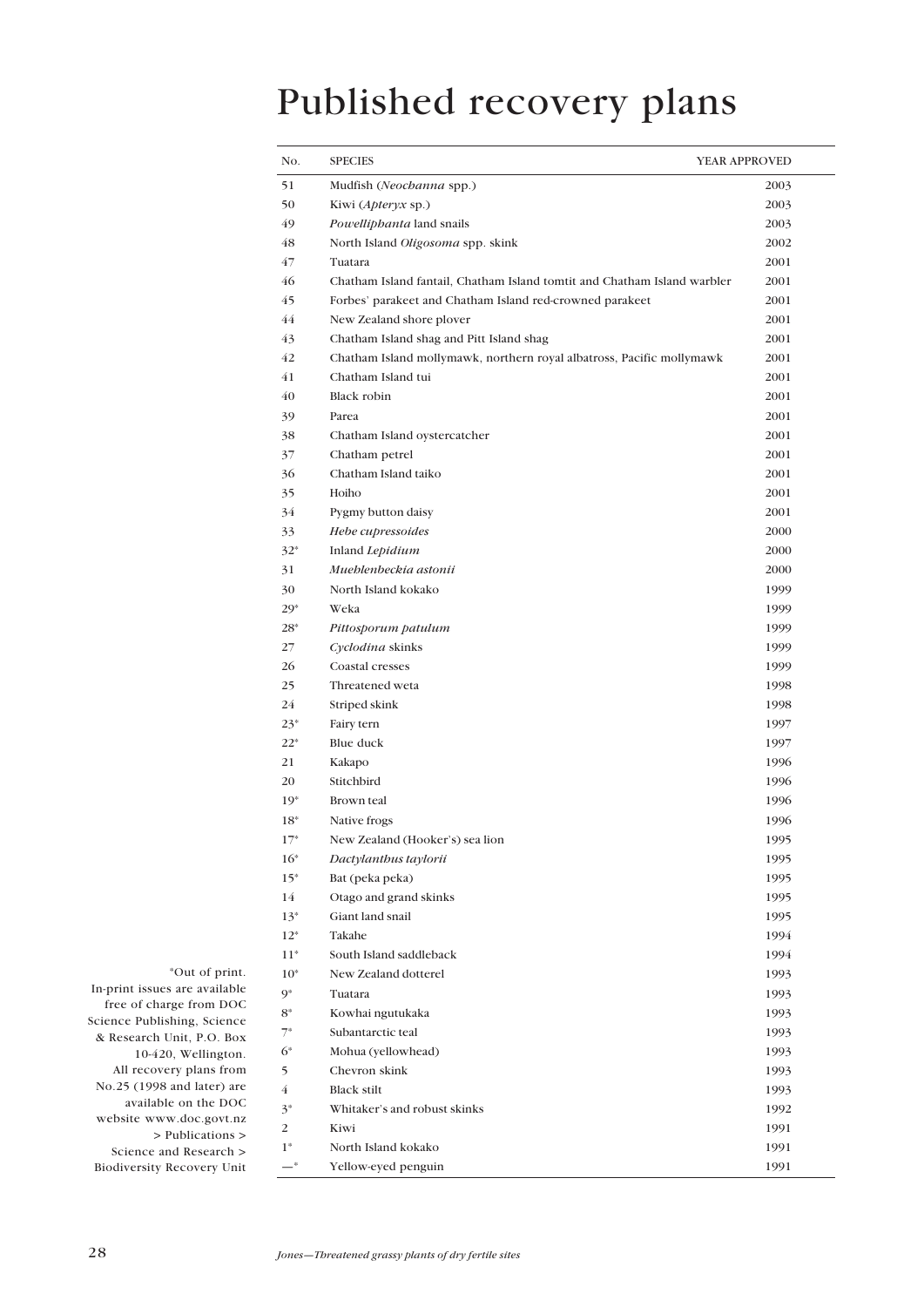# Published recovery plans

| No. | SPECIES | YEAR APPROVED |
|---|---|---|
| 51 | Mudfish (*Neochanna* spp.) | 2003 |
| 50 | Kiwi (*Apteryx* sp.) | 2003 |
| 49 | *Powelliphanta* land snails | 2003 |
| 48 | North Island *Oligosoma* spp. skink | 2002 |
| 47 | Tuatara | 2001 |
| 46 | Chatham Island fantail, Chatham Island tomtit and Chatham Island warbler | 2001 |
| 45 | Forbes' parakeet and Chatham Island red-crowned parakeet | 2001 |
| 44 | New Zealand shore plover | 2001 |
| 43 | Chatham Island shag and Pitt Island shag | 2001 |
| 42 | Chatham Island mollymawk, northern royal albatross, Pacific mollymawk | 2001 |
| 41 | Chatham Island tui | 2001 |
| 40 | Black robin | 2001 |
| 39 | Parea | 2001 |
| 38 | Chatham Island oystercatcher | 2001 |
| 37 | Chatham petrel | 2001 |
| 36 | Chatham Island taiko | 2001 |
| 35 | Hoiho | 2001 |
| 34 | Pygmy button daisy | 2001 |
| 33 | *Hebe cupressoides* | 2000 |
| 32* | Inland *Lepidium* | 2000 |
| 31 | *Muehlenbeckia astonii* | 2000 |
| 30 | North Island kokako | 1999 |
| 29* | Weka | 1999 |
| 28* | *Pittosporum patulum* | 1999 |
| 27 | *Cyclodina* skinks | 1999 |
| 26 | Coastal cresses | 1999 |
| 25 | Threatened weta | 1998 |
| 24 | Striped skink | 1998 |
| 23* | Fairy tern | 1997 |
| 22* | Blue duck | 1997 |
| 21 | Kakapo | 1996 |
| 20 | Stitchbird | 1996 |
| 19* | Brown teal | 1996 |
| 18* | Native frogs | 1996 |
| 17* | New Zealand (Hooker's) sea lion | 1995 |
| 16* | *Dactylanthus taylorii* | 1995 |
| 15* | Bat (peka peka) | 1995 |
| 14 | Otago and grand skinks | 1995 |
| 13* | Giant land snail | 1995 |
| 12* | Takahe | 1994 |
| 11* | South Island saddleback | 1994 |
| 10* | New Zealand dotterel | 1993 |
| 9* | Tuatara | 1993 |
| 8* | Kowhai ngutukaka | 1993 |
| 7* | Subantarctic teal | 1993 |
| 6* | Mohua (yellowhead) | 1993 |
| 5 | Chevron skink | 1993 |
| 4 | Black stilt | 1993 |
| 3* | Whitaker's and robust skinks | 1992 |
| 2 | Kiwi | 1991 |
| 1* | North Island kokako | 1991 |
| —* | Yellow-eyed penguin | 1991 |

*Out of print.

In-print issues are available free of charge from DOC Science Publishing, Science & Research Unit, P.O. Box 10-420, Wellington.

All recovery plans from No.25 (1998 and later) are available on the DOC website www.doc.govt.nz > Publications > Science and Research > Biodiversity Recovery Unit